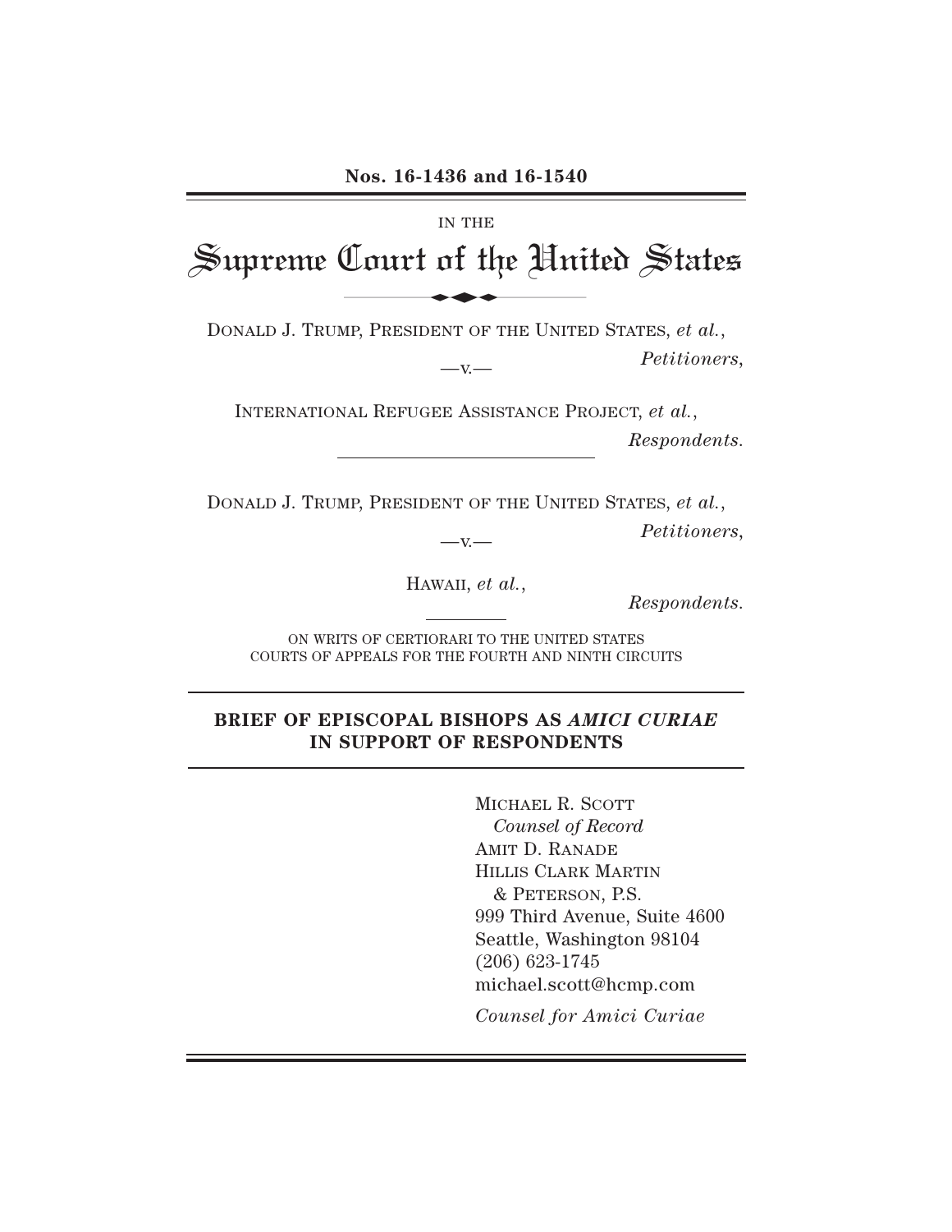**Nos. 16-1436 and 16-1540**

IN THE

# Supreme Court of the United States

DONALD J. TRUMP, PRESIDENT OF THE UNITED STATES, *et al.*,

*Petitioners*,

—v.—

INTERNATIONAL REFUGEE ASSISTANCE PROJECT, *et al.*,

*Respondents.*

DONALD J. TRUMP, PRESIDENT OF THE UNITED STATES, *et al.*,

*Petitioners*,

—v.—

HAWAII, *et al.*,

*Respondents.*

ON WRITS OF CERTIORARI TO THE UNITED STATES COURTS OF APPEALS FOR THE FOURTH AND NINTH CIRCUITS

## BRIEF OF EPISCOPAL BISHOPS AS *AMICI CURIAE* IN SUPPORT OF RESPONDENTS

MICHAEL R. SCOTT
*Counsel of Record*
AMIT D. RANADE
HILLIS CLARK MARTIN & PETERSON, P.S.
999 Third Avenue, Suite 4600
Seattle, Washington 98104
(206) 623-1745
michael.scott@hcmp.com

*Counsel for Amici Curiae*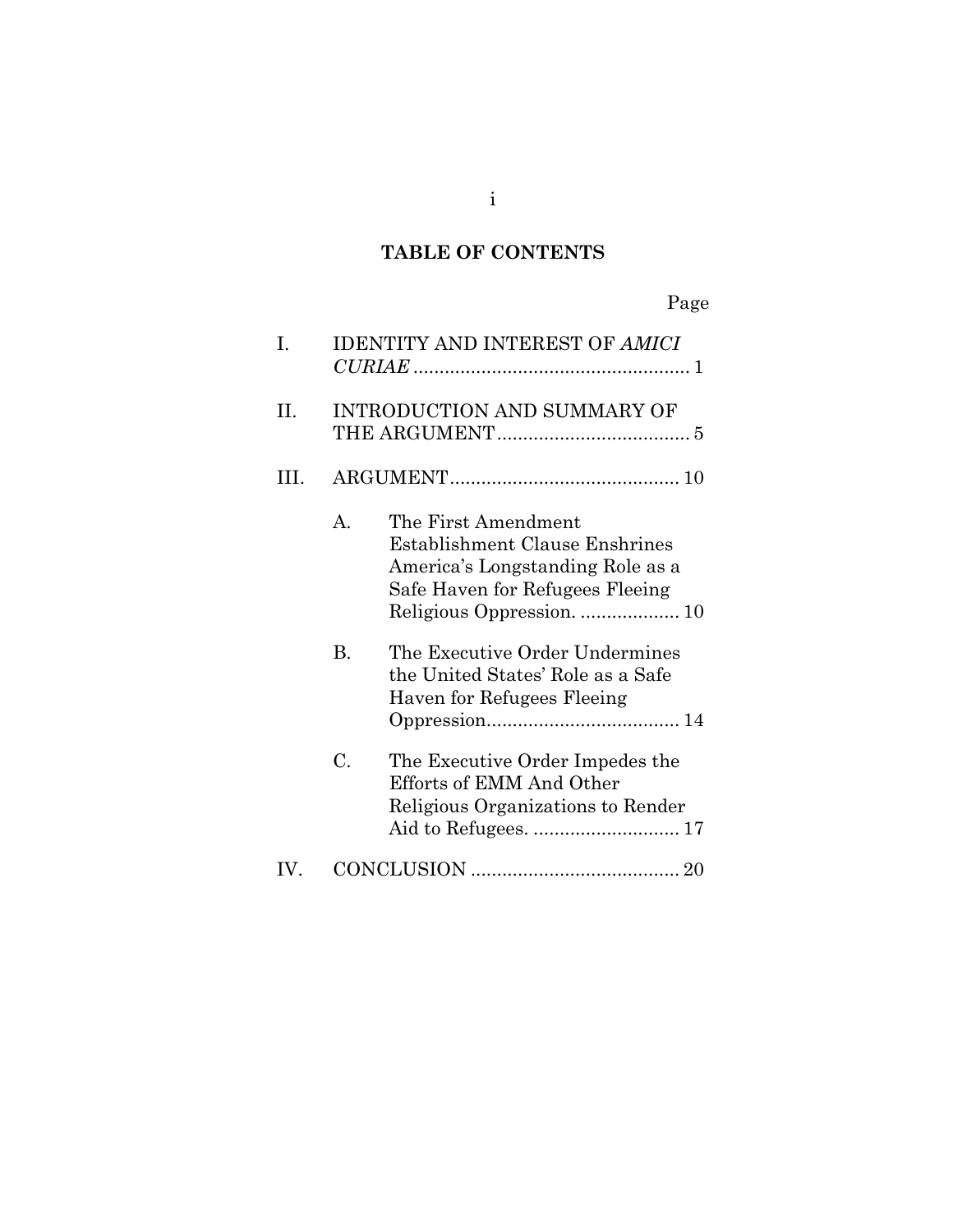## TABLE OF CONTENTS

| | | Page |
|---|---|---|
| I. | IDENTITY AND INTEREST OF *AMICI CURIAE* | 1 |
| II. | INTRODUCTION AND SUMMARY OF THE ARGUMENT | 5 |
| III. | ARGUMENT | 10 |
| | A. The First Amendment Establishment Clause Enshrines America's Longstanding Role as a Safe Haven for Refugees Fleeing Religious Oppression. | 10 |
| | B. The Executive Order Undermines the United States' Role as a Safe Haven for Refugees Fleeing Oppression | 14 |
| | C. The Executive Order Impedes the Efforts of EMM And Other Religious Organizations to Render Aid to Refugees. | 17 |
| IV. | CONCLUSION | 20 |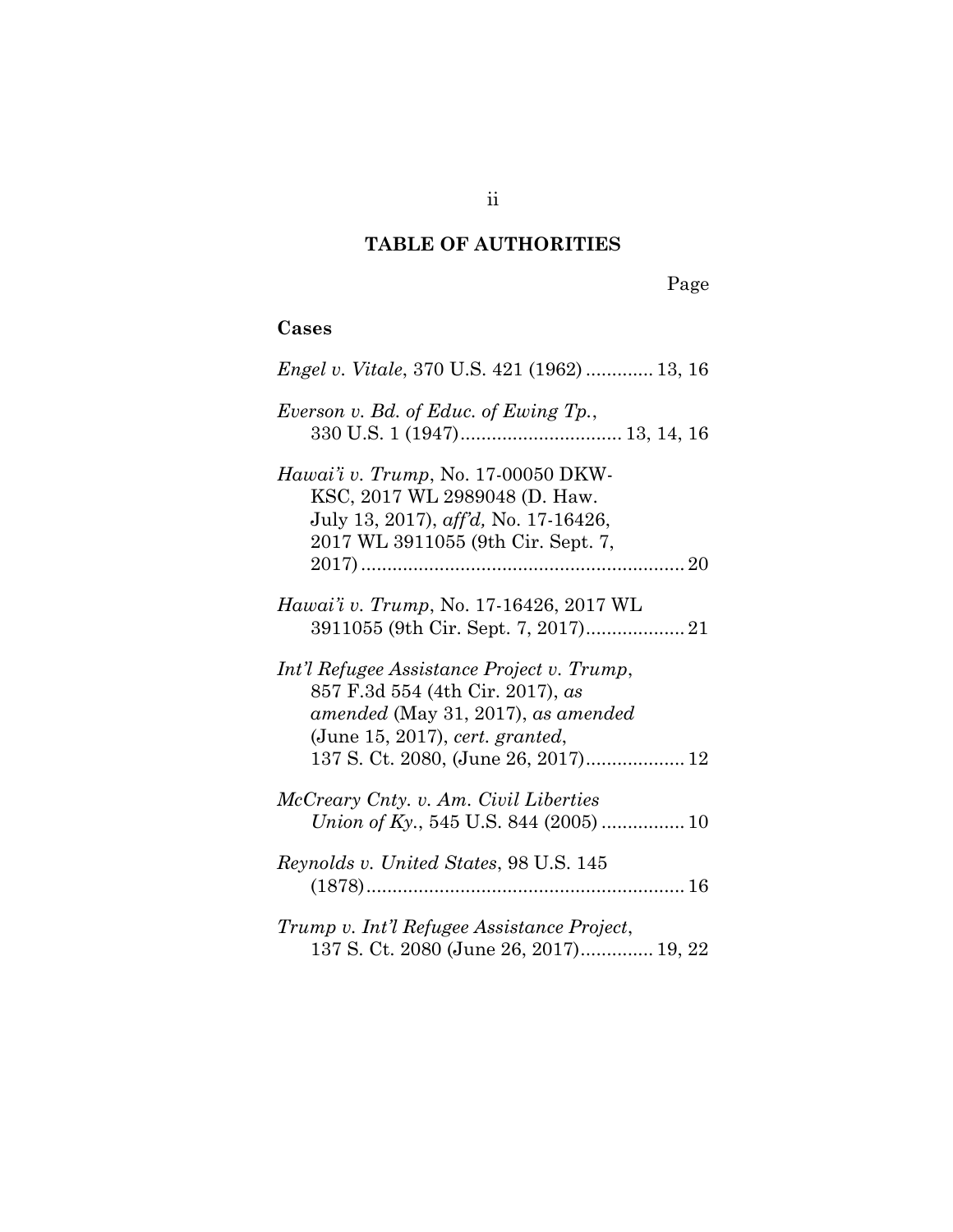## TABLE OF AUTHORITIES

Page

### Cases

*Engel v. Vitale*, 370 U.S. 421 (1962) ............. 13, 16

*Everson v. Bd. of Educ. of Ewing Tp.*, 330 U.S. 1 (1947)............................... 13, 14, 16

*Hawai'i v. Trump*, No. 17-00050 DKW-KSC, 2017 WL 2989048 (D. Haw. July 13, 2017), *aff'd,* No. 17-16426, 2017 WL 3911055 (9th Cir. Sept. 7, 2017)............................................................. 20

*Hawai'i v. Trump*, No. 17-16426, 2017 WL 3911055 (9th Cir. Sept. 7, 2017)................... 21

*Int'l Refugee Assistance Project v. Trump*, 857 F.3d 554 (4th Cir. 2017), *as amended* (May 31, 2017), *as amended* (June 15, 2017), *cert. granted*, 137 S. Ct. 2080, (June 26, 2017)................... 12

*McCreary Cnty. v. Am. Civil Liberties Union of Ky.*, 545 U.S. 844 (2005) ................ 10

*Reynolds v. United States*, 98 U.S. 145 (1878)............................................................ 16

*Trump v. Int'l Refugee Assistance Project*, 137 S. Ct. 2080 (June 26, 2017).............. 19, 22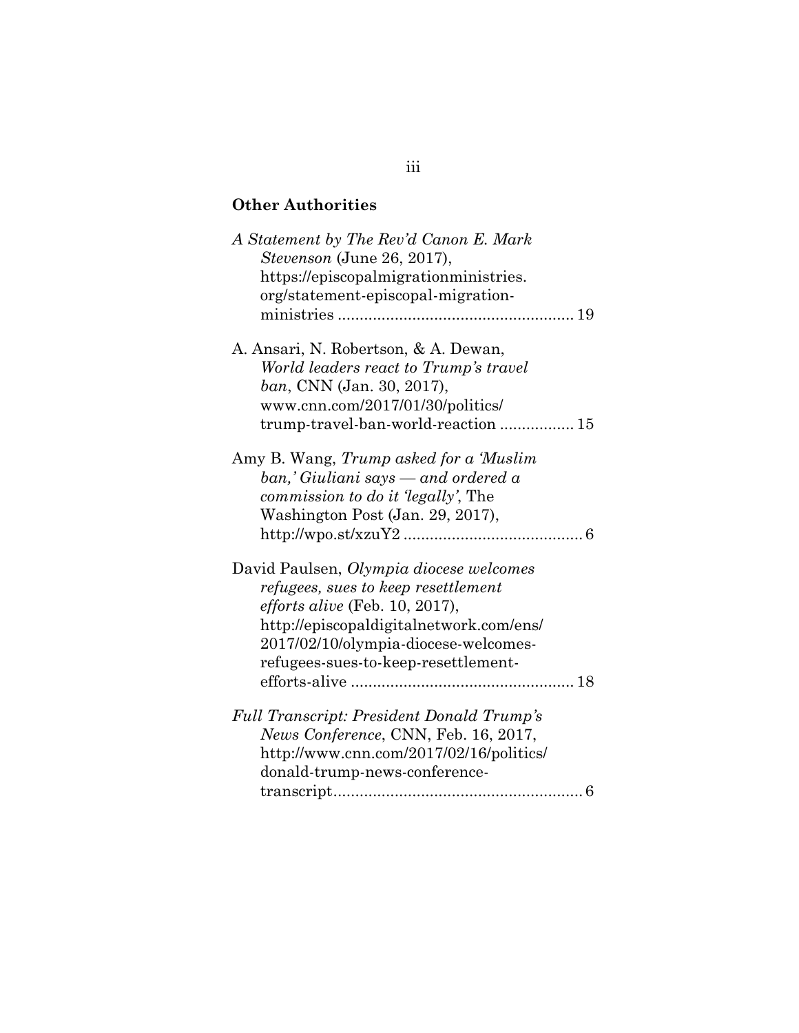## Other Authorities

*A Statement by The Rev'd Canon E. Mark Stevenson* (June 26, 2017), https://episcopalmigrationministries.org/statement-episcopal-migration-ministries ..................................................... 19

A. Ansari, N. Robertson, & A. Dewan, *World leaders react to Trump's travel ban*, CNN (Jan. 30, 2017), www.cnn.com/2017/01/30/politics/trump-travel-ban-world-reaction ................ 15

Amy B. Wang, *Trump asked for a 'Muslim ban,' Giuliani says — and ordered a commission to do it 'legally'*, The Washington Post (Jan. 29, 2017), http://wpo.st/xzuY2 ........................................ 6

David Paulsen, *Olympia diocese welcomes refugees, sues to keep resettlement efforts alive* (Feb. 10, 2017), http://episcopaldigitalnetwork.com/ens/2017/02/10/olympia-diocese-welcomes-refugees-sues-to-keep-resettlement-efforts-alive .................................................. 18

*Full Transcript: President Donald Trump's News Conference*, CNN, Feb. 16, 2017, http://www.cnn.com/2017/02/16/politics/donald-trump-news-conference-transcript........................................................ 6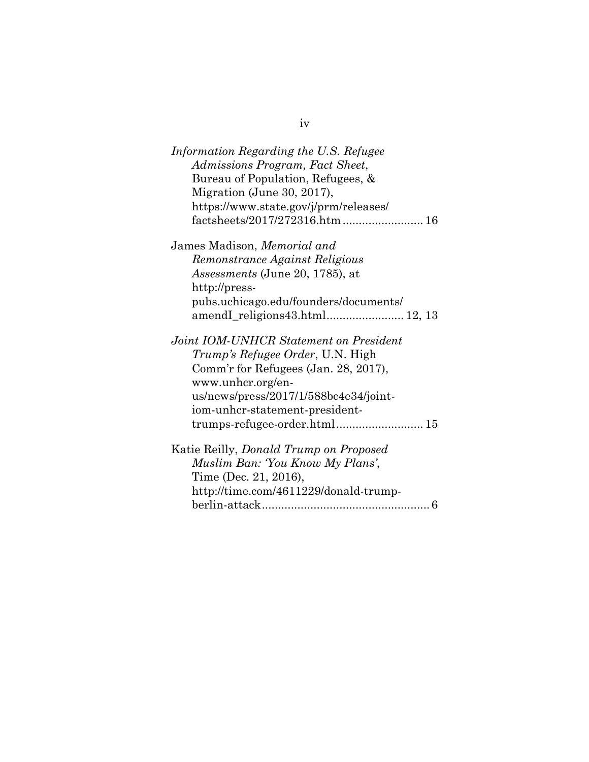*Information Regarding the U.S. Refugee Admissions Program, Fact Sheet*, Bureau of Population, Refugees, & Migration (June 30, 2017), https://www.state.gov/j/prm/releases/factsheets/2017/272316.htm ........................ 16

James Madison, *Memorial and Remonstrance Against Religious Assessments* (June 20, 1785), at http://press-pubs.uchicago.edu/founders/documents/amendI_religions43.html........................ 12, 13

*Joint IOM-UNHCR Statement on President Trump's Refugee Order*, U.N. High Comm'r for Refugees (Jan. 28, 2017), www.unhcr.org/en-us/news/press/2017/1/588bc4e34/joint-iom-unhcr-statement-president-trumps-refugee-order.html........................... 15

Katie Reilly, *Donald Trump on Proposed Muslim Ban: 'You Know My Plans'*, Time (Dec. 21, 2016), http://time.com/4611229/donald-trump-berlin-attack.................................................... 6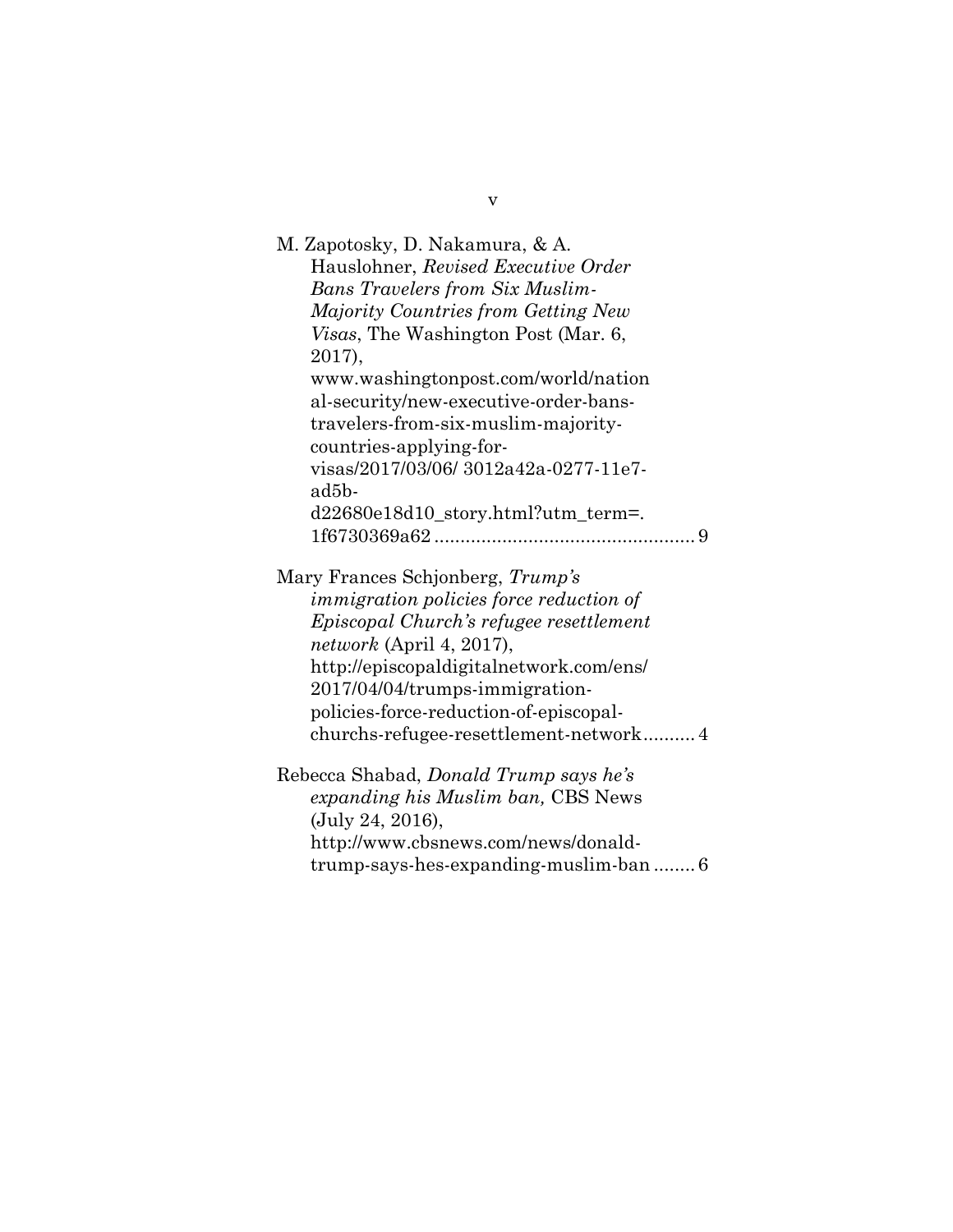M. Zapotosky, D. Nakamura, & A. Hauslohner, *Revised Executive Order Bans Travelers from Six Muslim-Majority Countries from Getting New Visas*, The Washington Post (Mar. 6, 2017), www.washingtonpost.com/world/national-security/new-executive-order-bans-travelers-from-six-muslim-majority-countries-applying-for-visas/2017/03/06/ 3012a42a-0277-11e7-ad5b-d22680e18d10_story.html?utm_term=.1f6730369a62 .................................................. 9

Mary Frances Schjonberg, *Trump's immigration policies force reduction of Episcopal Church's refugee resettlement network* (April 4, 2017), http://episcopaldigitalnetwork.com/ens/2017/04/04/trumps-immigration-policies-force-reduction-of-episcopal-churchs-refugee-resettlement-network.......... 4

Rebecca Shabad, *Donald Trump says he's expanding his Muslim ban,* CBS News (July 24, 2016), http://www.cbsnews.com/news/donald-trump-says-hes-expanding-muslim-ban ........ 6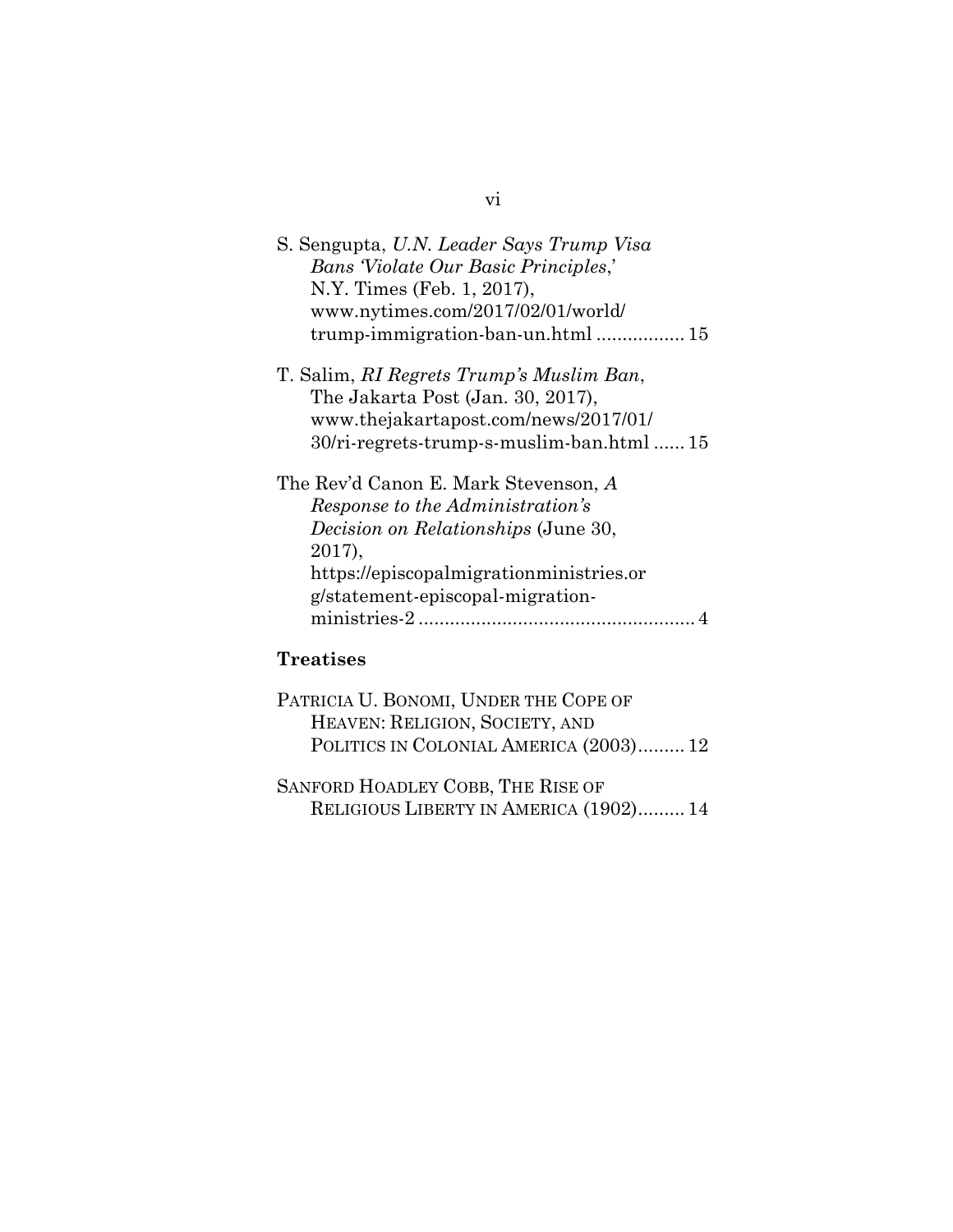S. Sengupta, *U.N. Leader Says Trump Visa Bans 'Violate Our Basic Principles*,' N.Y. Times (Feb. 1, 2017), www.nytimes.com/2017/02/01/world/trump-immigration-ban-un.html ................. 15

T. Salim, *RI Regrets Trump's Muslim Ban*, The Jakarta Post (Jan. 30, 2017), www.thejakartapost.com/news/2017/01/30/ri-regrets-trump-s-muslim-ban.html ...... 15

The Rev'd Canon E. Mark Stevenson, *A Response to the Administration's Decision on Relationships* (June 30, 2017), https://episcopalmigrationministries.org/statement-episcopal-migration-ministries-2 ..................................................... 4

### Treatises

PATRICIA U. BONOMI, UNDER THE COPE OF HEAVEN: RELIGION, SOCIETY, AND POLITICS IN COLONIAL AMERICA (2003)......... 12

SANFORD HOADLEY COBB, THE RISE OF RELIGIOUS LIBERTY IN AMERICA (1902)......... 14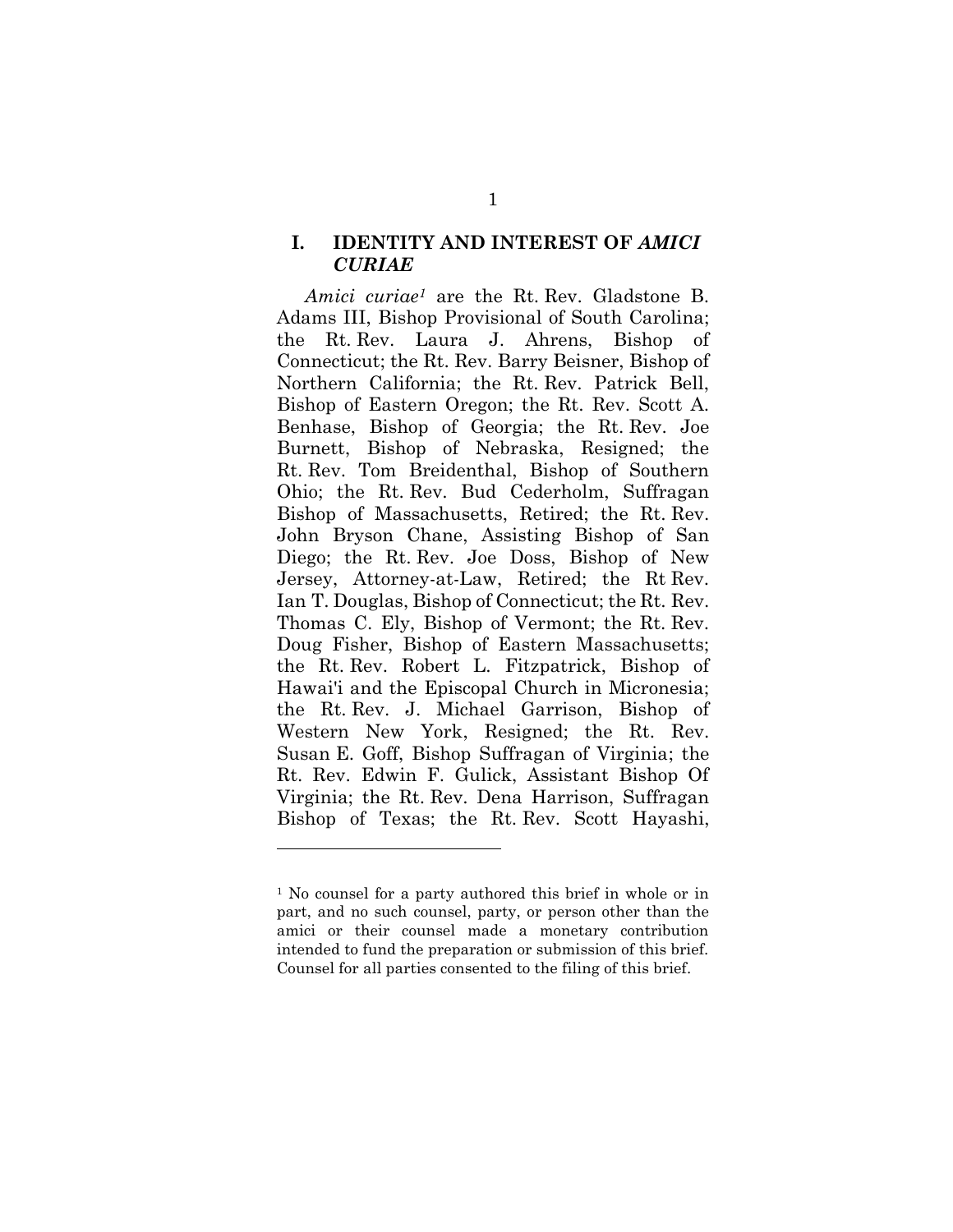## I. IDENTITY AND INTEREST OF *AMICI CURIAE*

*Amici curiae*[1] are the Rt. Rev. Gladstone B. Adams III, Bishop Provisional of South Carolina; the Rt. Rev. Laura J. Ahrens, Bishop of Connecticut; the Rt. Rev. Barry Beisner, Bishop of Northern California; the Rt. Rev. Patrick Bell, Bishop of Eastern Oregon; the Rt. Rev. Scott A. Benhase, Bishop of Georgia; the Rt. Rev. Joe Burnett, Bishop of Nebraska, Resigned; the Rt. Rev. Tom Breidenthal, Bishop of Southern Ohio; the Rt. Rev. Bud Cederholm, Suffragan Bishop of Massachusetts, Retired; the Rt. Rev. John Bryson Chane, Assisting Bishop of San Diego; the Rt. Rev. Joe Doss, Bishop of New Jersey, Attorney-at-Law, Retired; the Rt Rev. Ian T. Douglas, Bishop of Connecticut; the Rt. Rev. Thomas C. Ely, Bishop of Vermont; the Rt. Rev. Doug Fisher, Bishop of Eastern Massachusetts; the Rt. Rev. Robert L. Fitzpatrick, Bishop of Hawai'i and the Episcopal Church in Micronesia; the Rt. Rev. J. Michael Garrison, Bishop of Western New York, Resigned; the Rt. Rev. Susan E. Goff, Bishop Suffragan of Virginia; the Rt. Rev. Edwin F. Gulick, Assistant Bishop Of Virginia; the Rt. Rev. Dena Harrison, Suffragan Bishop of Texas; the Rt. Rev. Scott Hayashi,

---

[1] No counsel for a party authored this brief in whole or in part, and no such counsel, party, or person other than the amici or their counsel made a monetary contribution intended to fund the preparation or submission of this brief. Counsel for all parties consented to the filing of this brief.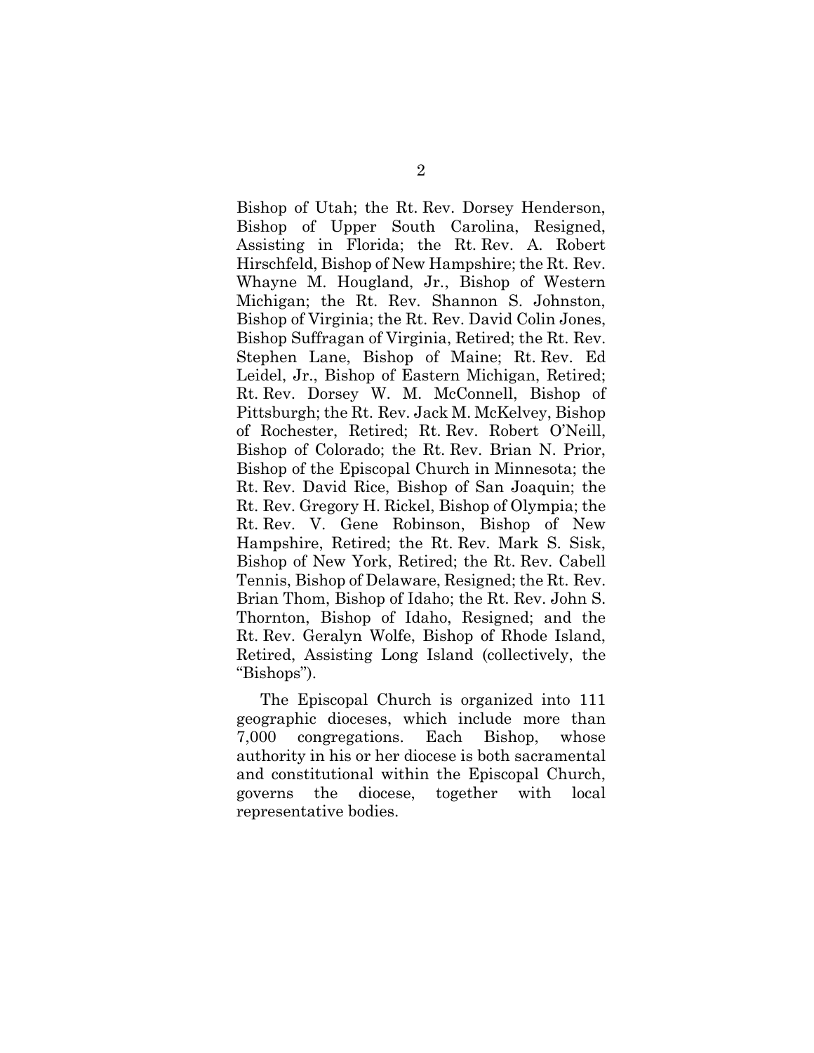Bishop of Utah; the Rt. Rev. Dorsey Henderson, Bishop of Upper South Carolina, Resigned, Assisting in Florida; the Rt. Rev. A. Robert Hirschfeld, Bishop of New Hampshire; the Rt. Rev. Whayne M. Hougland, Jr., Bishop of Western Michigan; the Rt. Rev. Shannon S. Johnston, Bishop of Virginia; the Rt. Rev. David Colin Jones, Bishop Suffragan of Virginia, Retired; the Rt. Rev. Stephen Lane, Bishop of Maine; Rt. Rev. Ed Leidel, Jr., Bishop of Eastern Michigan, Retired; Rt. Rev. Dorsey W. M. McConnell, Bishop of Pittsburgh; the Rt. Rev. Jack M. McKelvey, Bishop of Rochester, Retired; Rt. Rev. Robert O'Neill, Bishop of Colorado; the Rt. Rev. Brian N. Prior, Bishop of the Episcopal Church in Minnesota; the Rt. Rev. David Rice, Bishop of San Joaquin; the Rt. Rev. Gregory H. Rickel, Bishop of Olympia; the Rt. Rev. V. Gene Robinson, Bishop of New Hampshire, Retired; the Rt. Rev. Mark S. Sisk, Bishop of New York, Retired; the Rt. Rev. Cabell Tennis, Bishop of Delaware, Resigned; the Rt. Rev. Brian Thom, Bishop of Idaho; the Rt. Rev. John S. Thornton, Bishop of Idaho, Resigned; and the Rt. Rev. Geralyn Wolfe, Bishop of Rhode Island, Retired, Assisting Long Island (collectively, the "Bishops").

The Episcopal Church is organized into 111 geographic dioceses, which include more than 7,000 congregations. Each Bishop, whose authority in his or her diocese is both sacramental and constitutional within the Episcopal Church, governs the diocese, together with local representative bodies.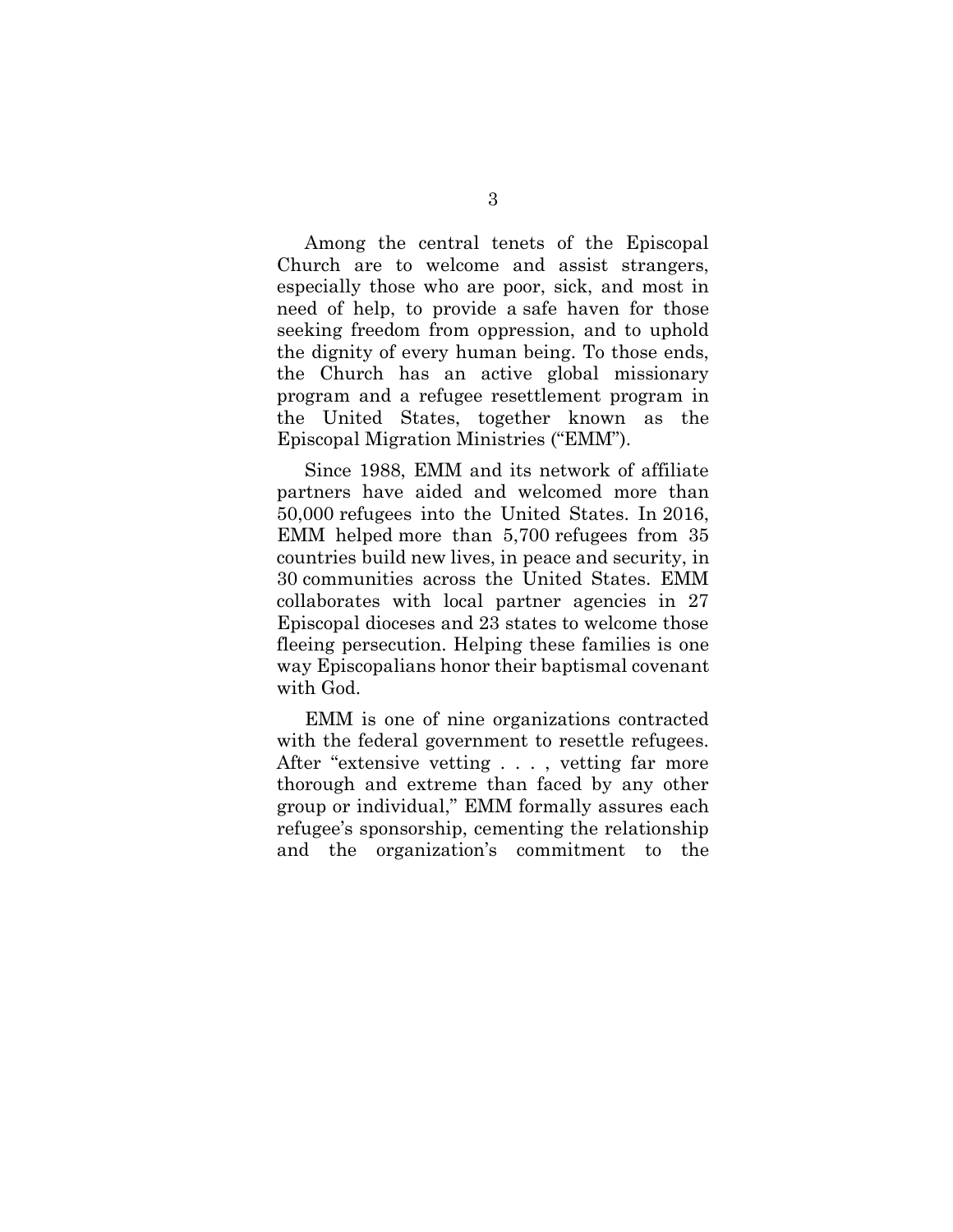Among the central tenets of the Episcopal Church are to welcome and assist strangers, especially those who are poor, sick, and most in need of help, to provide a safe haven for those seeking freedom from oppression, and to uphold the dignity of every human being. To those ends, the Church has an active global missionary program and a refugee resettlement program in the United States, together known as the Episcopal Migration Ministries ("EMM").

Since 1988, EMM and its network of affiliate partners have aided and welcomed more than 50,000 refugees into the United States. In 2016, EMM helped more than 5,700 refugees from 35 countries build new lives, in peace and security, in 30 communities across the United States. EMM collaborates with local partner agencies in 27 Episcopal dioceses and 23 states to welcome those fleeing persecution. Helping these families is one way Episcopalians honor their baptismal covenant with God.

EMM is one of nine organizations contracted with the federal government to resettle refugees. After "extensive vetting . . . , vetting far more thorough and extreme than faced by any other group or individual," EMM formally assures each refugee's sponsorship, cementing the relationship and the organization's commitment to the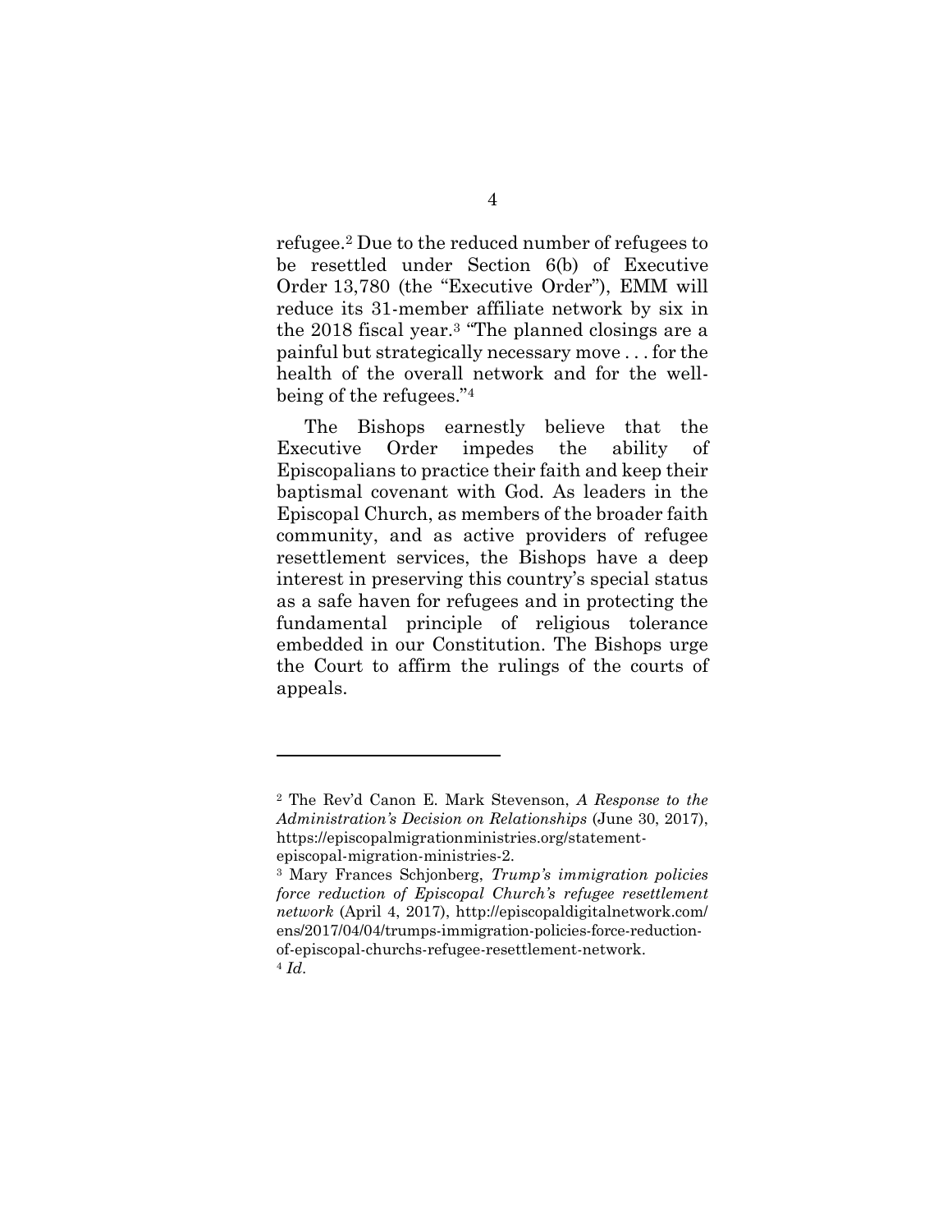refugee.[2] Due to the reduced number of refugees to be resettled under Section 6(b) of Executive Order 13,780 (the "Executive Order"), EMM will reduce its 31-member affiliate network by six in the 2018 fiscal year.[3] "The planned closings are a painful but strategically necessary move . . . for the health of the overall network and for the well-being of the refugees."[4]

The Bishops earnestly believe that the Executive Order impedes the ability of Episcopalians to practice their faith and keep their baptismal covenant with God. As leaders in the Episcopal Church, as members of the broader faith community, and as active providers of refugee resettlement services, the Bishops have a deep interest in preserving this country's special status as a safe haven for refugees and in protecting the fundamental principle of religious tolerance embedded in our Constitution. The Bishops urge the Court to affirm the rulings of the courts of appeals.

---

[2] The Rev'd Canon E. Mark Stevenson, *A Response to the Administration's Decision on Relationships* (June 30, 2017), https://episcopalmigrationministries.org/statement-episcopal-migration-ministries-2.

[3] Mary Frances Schjonberg, *Trump's immigration policies force reduction of Episcopal Church's refugee resettlement network* (April 4, 2017), http://episcopaldigitalnetwork.com/ens/2017/04/04/trumps-immigration-policies-force-reduction-of-episcopal-churchs-refugee-resettlement-network.

[4] *Id.*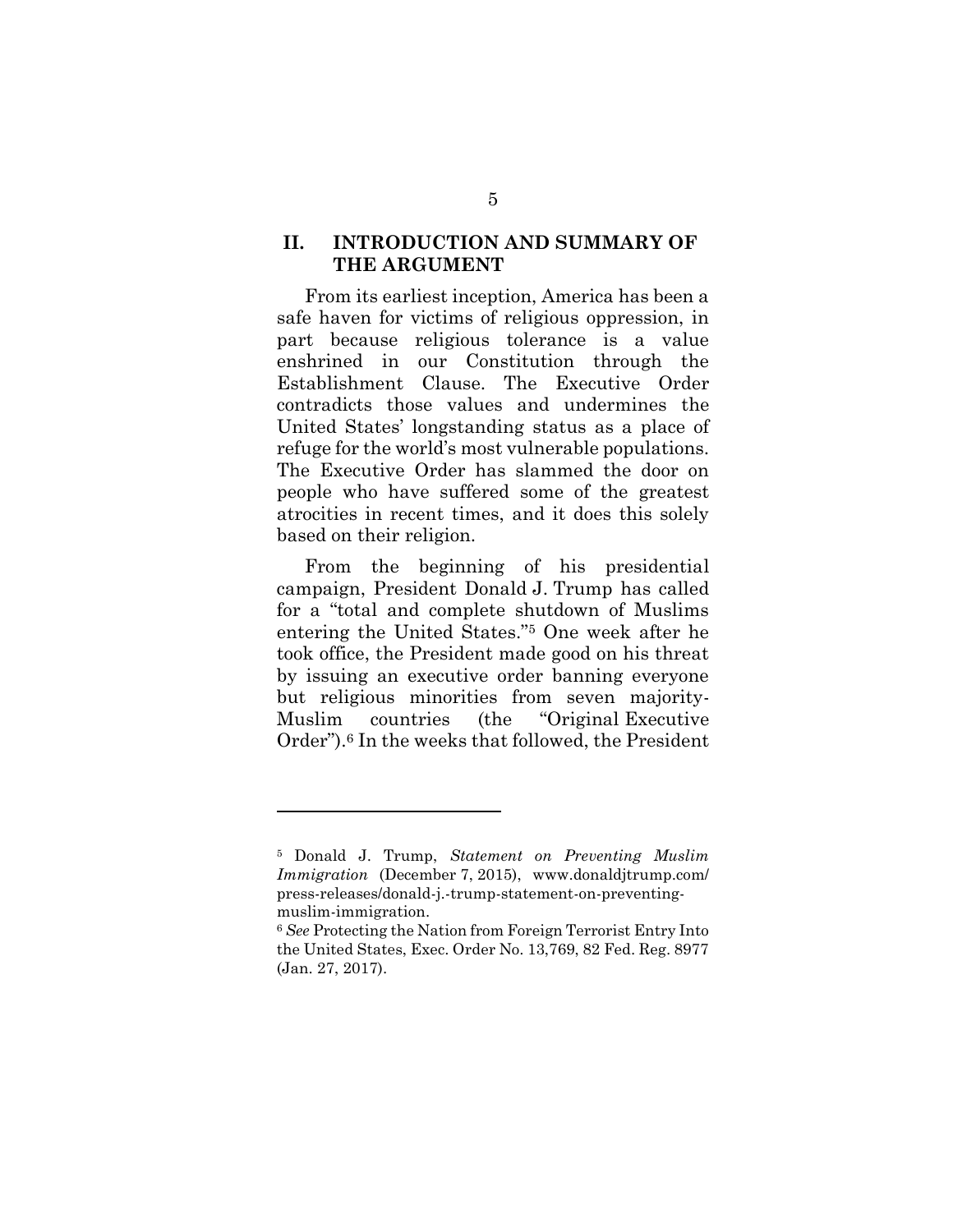## II. INTRODUCTION AND SUMMARY OF THE ARGUMENT

From its earliest inception, America has been a safe haven for victims of religious oppression, in part because religious tolerance is a value enshrined in our Constitution through the Establishment Clause. The Executive Order contradicts those values and undermines the United States' longstanding status as a place of refuge for the world's most vulnerable populations. The Executive Order has slammed the door on people who have suffered some of the greatest atrocities in recent times, and it does this solely based on their religion.

From the beginning of his presidential campaign, President Donald J. Trump has called for a "total and complete shutdown of Muslims entering the United States."[5] One week after he took office, the President made good on his threat by issuing an executive order banning everyone but religious minorities from seven majority-Muslim countries (the "Original Executive Order").[6] In the weeks that followed, the President

---

[5] Donald J. Trump, *Statement on Preventing Muslim Immigration* (December 7, 2015), www.donaldjtrump.com/press-releases/donald-j.-trump-statement-on-preventing-muslim-immigration.

[6] *See* Protecting the Nation from Foreign Terrorist Entry Into the United States, Exec. Order No. 13,769, 82 Fed. Reg. 8977 (Jan. 27, 2017).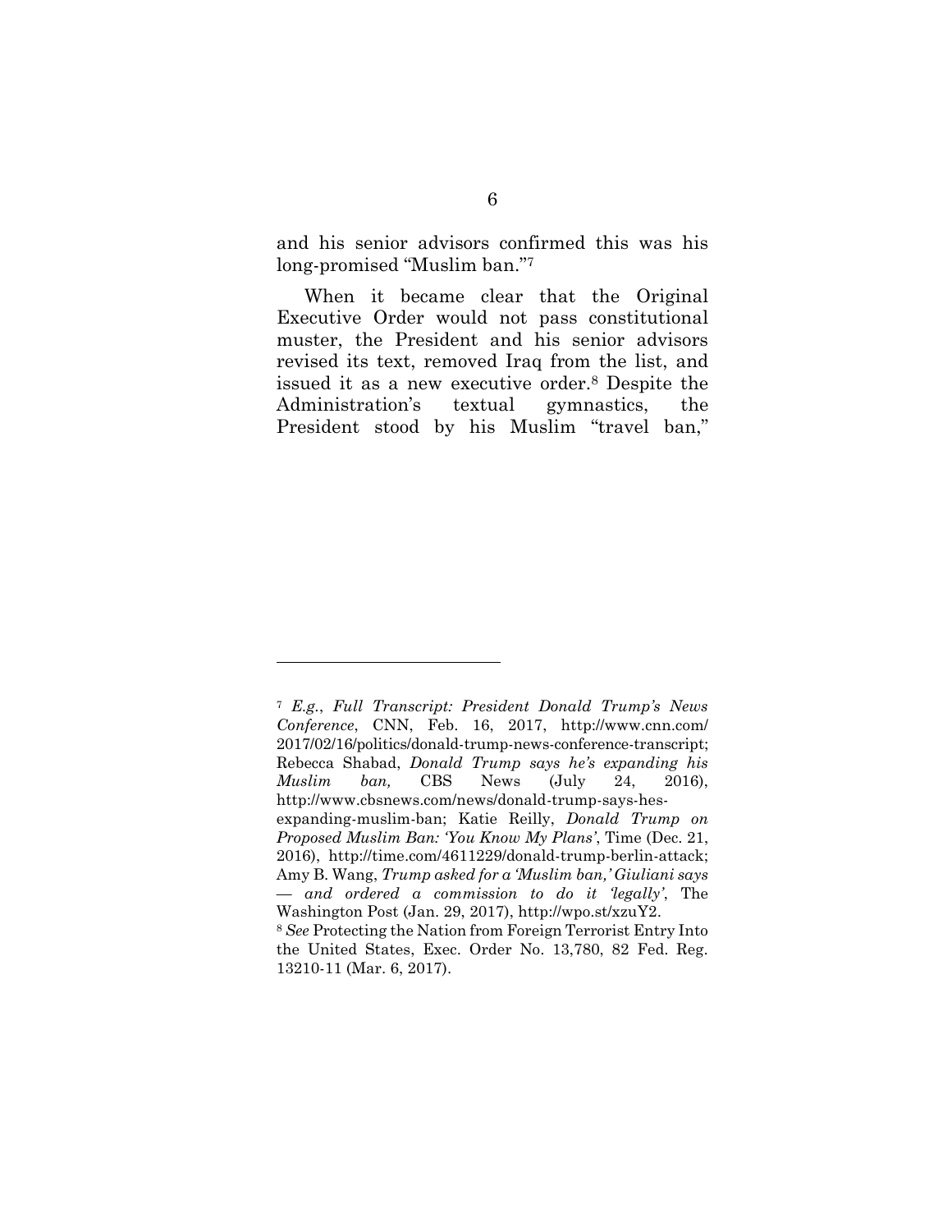and his senior advisors confirmed this was his long-promised "Muslim ban."[7]

When it became clear that the Original Executive Order would not pass constitutional muster, the President and his senior advisors revised its text, removed Iraq from the list, and issued it as a new executive order.[8] Despite the Administration's textual gymnastics, the President stood by his Muslim "travel ban,"

---

[7] *E.g.*, *Full Transcript: President Donald Trump's News Conference*, CNN, Feb. 16, 2017, http://www.cnn.com/2017/02/16/politics/donald-trump-news-conference-transcript; Rebecca Shabad, *Donald Trump says he's expanding his Muslim ban,* CBS News (July 24, 2016), http://www.cbsnews.com/news/donald-trump-says-hes-expanding-muslim-ban; Katie Reilly, *Donald Trump on Proposed Muslim Ban: 'You Know My Plans'*, Time (Dec. 21, 2016), http://time.com/4611229/donald-trump-berlin-attack; Amy B. Wang, *Trump asked for a 'Muslim ban,' Giuliani says — and ordered a commission to do it 'legally'*, The Washington Post (Jan. 29, 2017), http://wpo.st/xzuY2.

[8] *See* Protecting the Nation from Foreign Terrorist Entry Into the United States, Exec. Order No. 13,780, 82 Fed. Reg. 13210-11 (Mar. 6, 2017).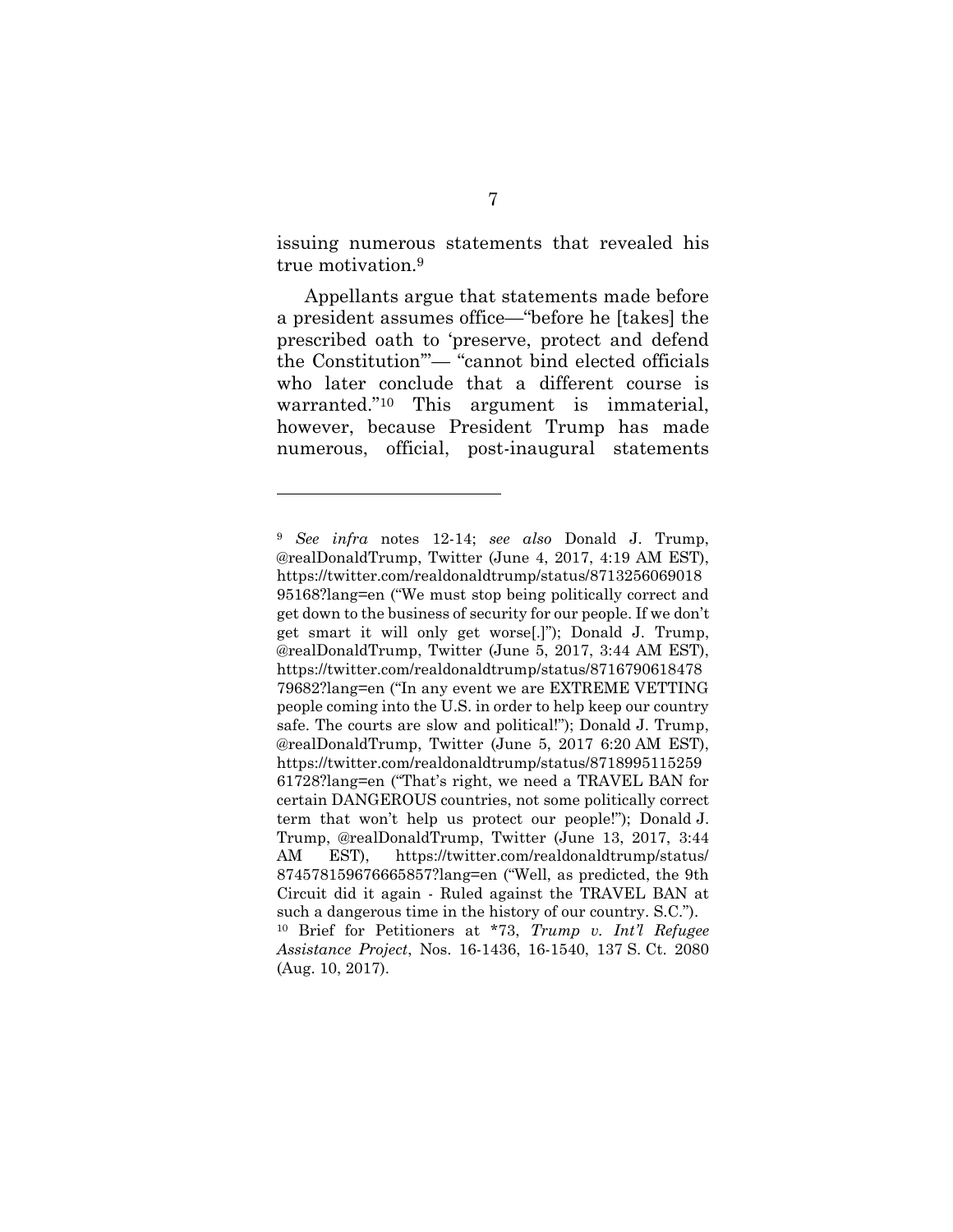issuing numerous statements that revealed his true motivation.[9]

Appellants argue that statements made before a president assumes office—"before he [takes] the prescribed oath to 'preserve, protect and defend the Constitution'"— "cannot bind elected officials who later conclude that a different course is warranted."[10] This argument is immaterial, however, because President Trump has made numerous, official, post-inaugural statements

---

[9] *See infra* notes 12-14; *see also* Donald J. Trump, @realDonaldTrump, Twitter (June 4, 2017, 4:19 AM EST), https://twitter.com/realdonaldtrump/status/871325606901895168?lang=en ("We must stop being politically correct and get down to the business of security for our people. If we don't get smart it will only get worse[.]"); Donald J. Trump, @realDonaldTrump, Twitter (June 5, 2017, 3:44 AM EST), https://twitter.com/realdonaldtrump/status/871679061847879682?lang=en ("In any event we are EXTREME VETTING people coming into the U.S. in order to help keep our country safe. The courts are slow and political!"); Donald J. Trump, @realDonaldTrump, Twitter (June 5, 2017 6:20 AM EST), https://twitter.com/realdonaldtrump/status/871899511525961728?lang=en ("That's right, we need a TRAVEL BAN for certain DANGEROUS countries, not some politically correct term that won't help us protect our people!"); Donald J. Trump, @realDonaldTrump, Twitter (June 13, 2017, 3:44 AM EST), https://twitter.com/realdonaldtrump/status/874578159676665857?lang=en ("Well, as predicted, the 9th Circuit did it again - Ruled against the TRAVEL BAN at such a dangerous time in the history of our country. S.C.").

[10] Brief for Petitioners at *73, *Trump v. Int'l Refugee Assistance Project*, Nos. 16-1436, 16-1540, 137 S. Ct. 2080 (Aug. 10, 2017).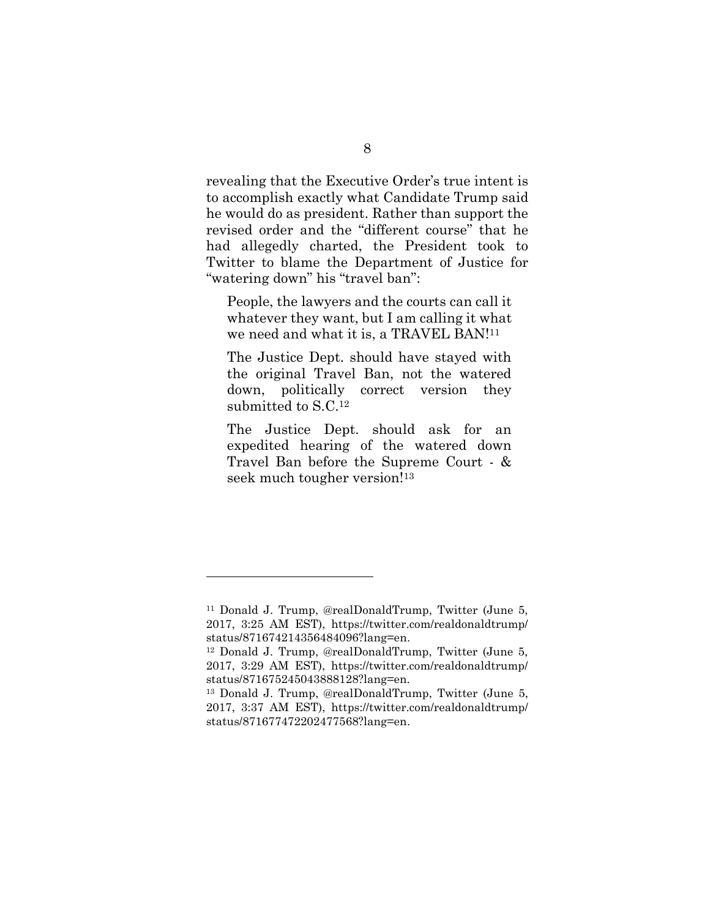revealing that the Executive Order's true intent is to accomplish exactly what Candidate Trump said he would do as president. Rather than support the revised order and the "different course" that he had allegedly charted, the President took to Twitter to blame the Department of Justice for "watering down" his "travel ban":

> People, the lawyers and the courts can call it whatever they want, but I am calling it what we need and what it is, a TRAVEL BAN![11]
>
> The Justice Dept. should have stayed with the original Travel Ban, not the watered down, politically correct version they submitted to S.C.[12]
>
> The Justice Dept. should ask for an expedited hearing of the watered down Travel Ban before the Supreme Court - & seek much tougher version![13]

---

[11] Donald J. Trump, @realDonaldTrump, Twitter (June 5, 2017, 3:25 AM EST), https://twitter.com/realdonaldtrump/status/871674214356484096?lang=en.

[12] Donald J. Trump, @realDonaldTrump, Twitter (June 5, 2017, 3:29 AM EST), https://twitter.com/realdonaldtrump/status/871675245043888128?lang=en.

[13] Donald J. Trump, @realDonaldTrump, Twitter (June 5, 2017, 3:37 AM EST), https://twitter.com/realdonaldtrump/status/871677472202477568?lang=en.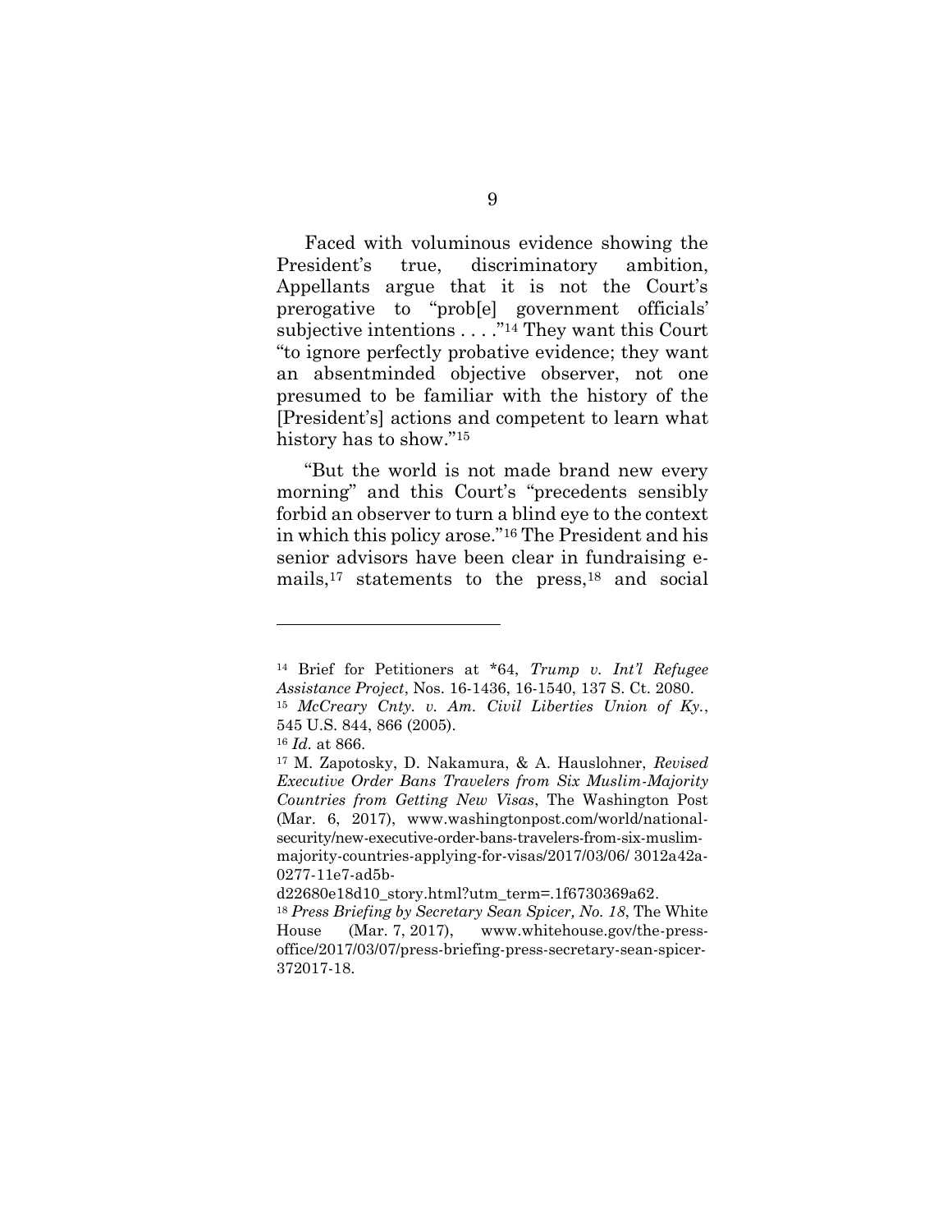Faced with voluminous evidence showing the President's true, discriminatory ambition, Appellants argue that it is not the Court's prerogative to "prob[e] government officials' subjective intentions . . . ."[14] They want this Court "to ignore perfectly probative evidence; they want an absentminded objective observer, not one presumed to be familiar with the history of the [President's] actions and competent to learn what history has to show."[15]

"But the world is not made brand new every morning" and this Court's "precedents sensibly forbid an observer to turn a blind eye to the context in which this policy arose."[16] The President and his senior advisors have been clear in fundraising e-mails,[17] statements to the press,[18] and social

---

[14] Brief for Petitioners at *64, *Trump v. Int'l Refugee Assistance Project*, Nos. 16-1436, 16-1540, 137 S. Ct. 2080.

[15] *McCreary Cnty. v. Am. Civil Liberties Union of Ky.*, 545 U.S. 844, 866 (2005).

[16] *Id.* at 866.

[17] M. Zapotosky, D. Nakamura, & A. Hauslohner, *Revised Executive Order Bans Travelers from Six Muslim-Majority Countries from Getting New Visas*, The Washington Post (Mar. 6, 2017), www.washingtonpost.com/world/national-security/new-executive-order-bans-travelers-from-six-muslim-majority-countries-applying-for-visas/2017/03/06/ 3012a42a-0277-11e7-ad5b-d22680e18d10_story.html?utm_term=.1f6730369a62.

[18] *Press Briefing by Secretary Sean Spicer, No. 18*, The White House (Mar. 7, 2017), www.whitehouse.gov/the-press-office/2017/03/07/press-briefing-press-secretary-sean-spicer-372017-18.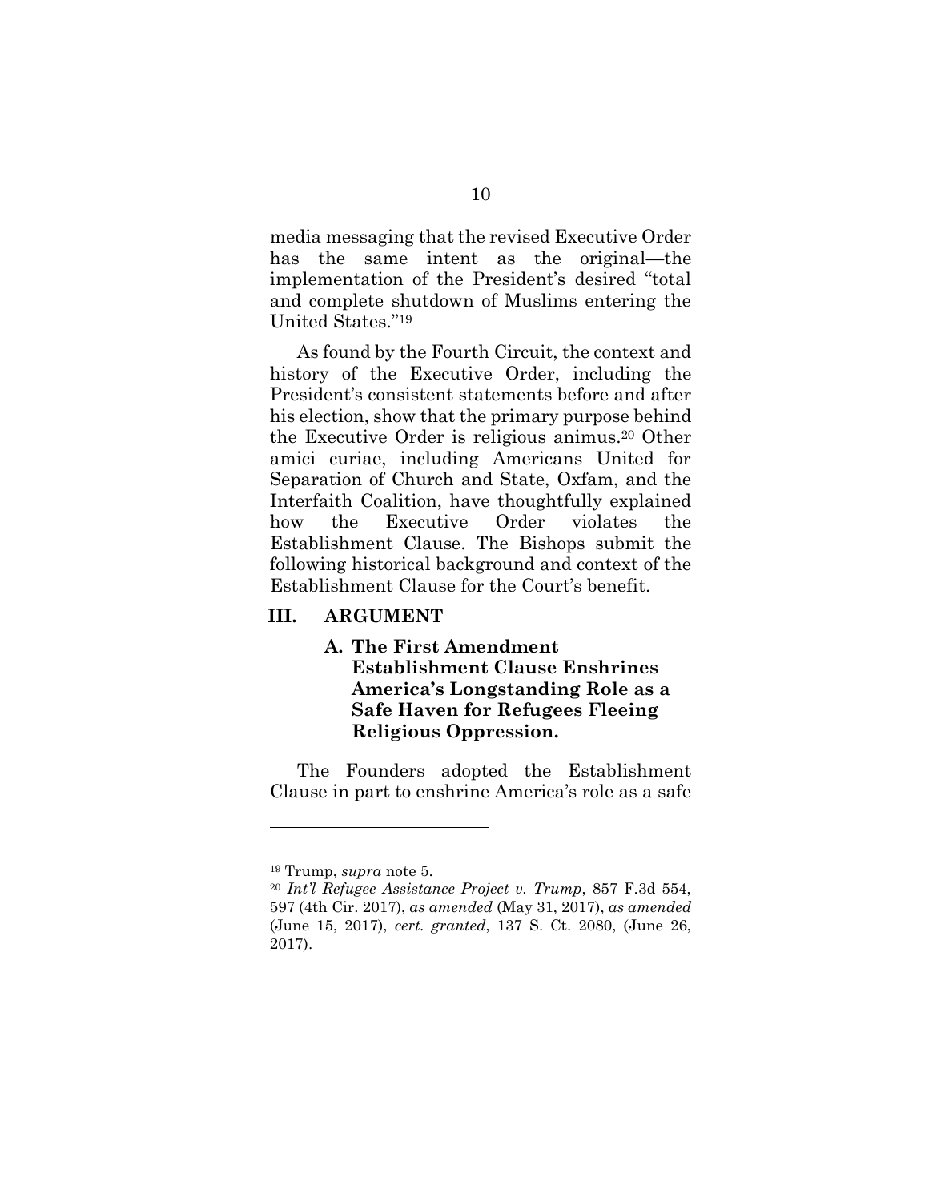media messaging that the revised Executive Order has the same intent as the original—the implementation of the President's desired "total and complete shutdown of Muslims entering the United States."[19]

As found by the Fourth Circuit, the context and history of the Executive Order, including the President's consistent statements before and after his election, show that the primary purpose behind the Executive Order is religious animus.[20] Other amici curiae, including Americans United for Separation of Church and State, Oxfam, and the Interfaith Coalition, have thoughtfully explained how the Executive Order violates the Establishment Clause. The Bishops submit the following historical background and context of the Establishment Clause for the Court's benefit.

## III. ARGUMENT

### A. The First Amendment Establishment Clause Enshrines America's Longstanding Role as a Safe Haven for Refugees Fleeing Religious Oppression.

The Founders adopted the Establishment Clause in part to enshrine America's role as a safe

---

[19] Trump, *supra* note 5.

[20] *Int'l Refugee Assistance Project v. Trump*, 857 F.3d 554, 597 (4th Cir. 2017), *as amended* (May 31, 2017), *as amended* (June 15, 2017), *cert. granted*, 137 S. Ct. 2080, (June 26, 2017).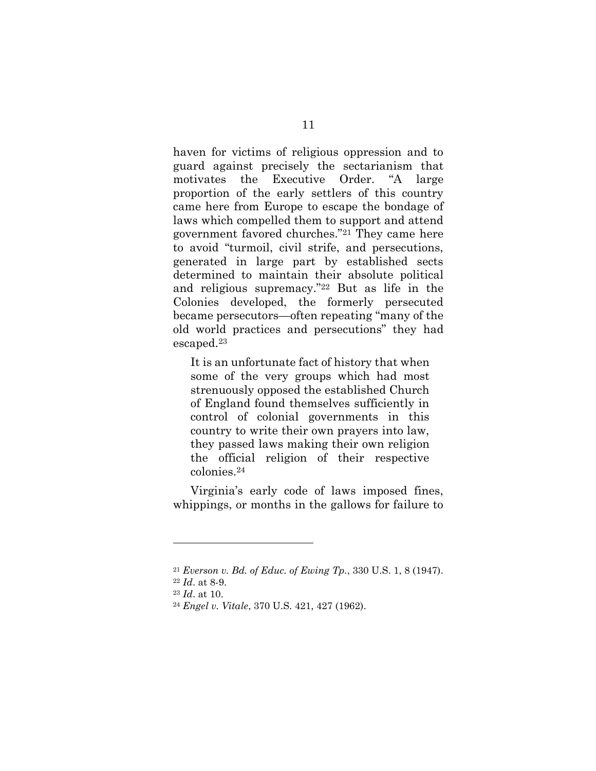haven for victims of religious oppression and to guard against precisely the sectarianism that motivates the Executive Order. "A large proportion of the early settlers of this country came here from Europe to escape the bondage of laws which compelled them to support and attend government favored churches."[21] They came here to avoid "turmoil, civil strife, and persecutions, generated in large part by established sects determined to maintain their absolute political and religious supremacy."[22] But as life in the Colonies developed, the formerly persecuted became persecutors—often repeating "many of the old world practices and persecutions" they had escaped.[23]

> It is an unfortunate fact of history that when some of the very groups which had most strenuously opposed the established Church of England found themselves sufficiently in control of colonial governments in this country to write their own prayers into law, they passed laws making their own religion the official religion of their respective colonies.[24]

Virginia's early code of laws imposed fines, whippings, or months in the gallows for failure to

---

[21] *Everson v. Bd. of Educ. of Ewing Tp.*, 330 U.S. 1, 8 (1947).

[22] *Id*. at 8-9.

[23] *Id*. at 10.

[24] *Engel v. Vitale*, 370 U.S. 421, 427 (1962).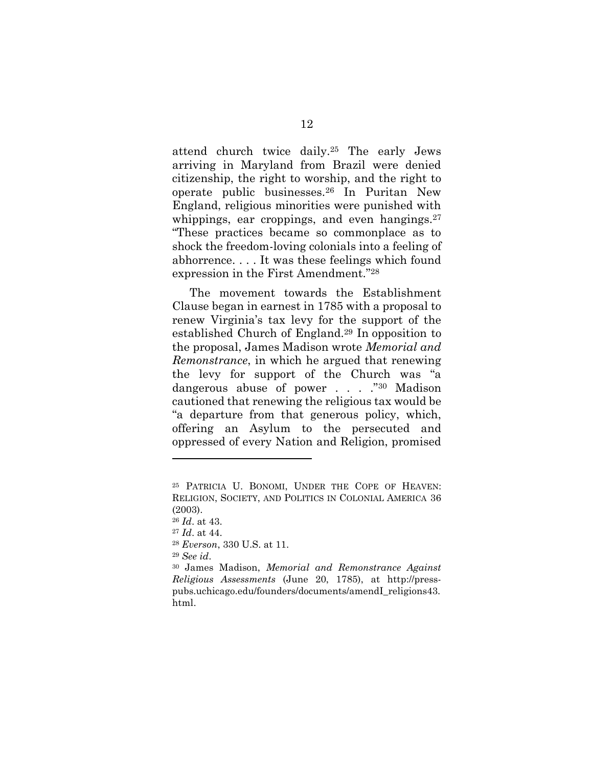attend church twice daily.[25] The early Jews arriving in Maryland from Brazil were denied citizenship, the right to worship, and the right to operate public businesses.[26] In Puritan New England, religious minorities were punished with whippings, ear croppings, and even hangings.[27] "These practices became so commonplace as to shock the freedom-loving colonials into a feeling of abhorrence. . . . It was these feelings which found expression in the First Amendment."[28]

The movement towards the Establishment Clause began in earnest in 1785 with a proposal to renew Virginia's tax levy for the support of the established Church of England.[29] In opposition to the proposal, James Madison wrote *Memorial and Remonstrance*, in which he argued that renewing the levy for support of the Church was "a dangerous abuse of power . . . ."[30] Madison cautioned that renewing the religious tax would be "a departure from that generous policy, which, offering an Asylum to the persecuted and oppressed of every Nation and Religion, promised

---

[25] PATRICIA U. BONOMI, UNDER THE COPE OF HEAVEN: RELIGION, SOCIETY, AND POLITICS IN COLONIAL AMERICA 36 (2003).

[26] *Id*. at 43.

[27] *Id*. at 44.

[28] *Everson*, 330 U.S. at 11.

[29] *See id*.

[30] James Madison, *Memorial and Remonstrance Against Religious Assessments* (June 20, 1785), at http://press-pubs.uchicago.edu/founders/documents/amendI_religions43.html.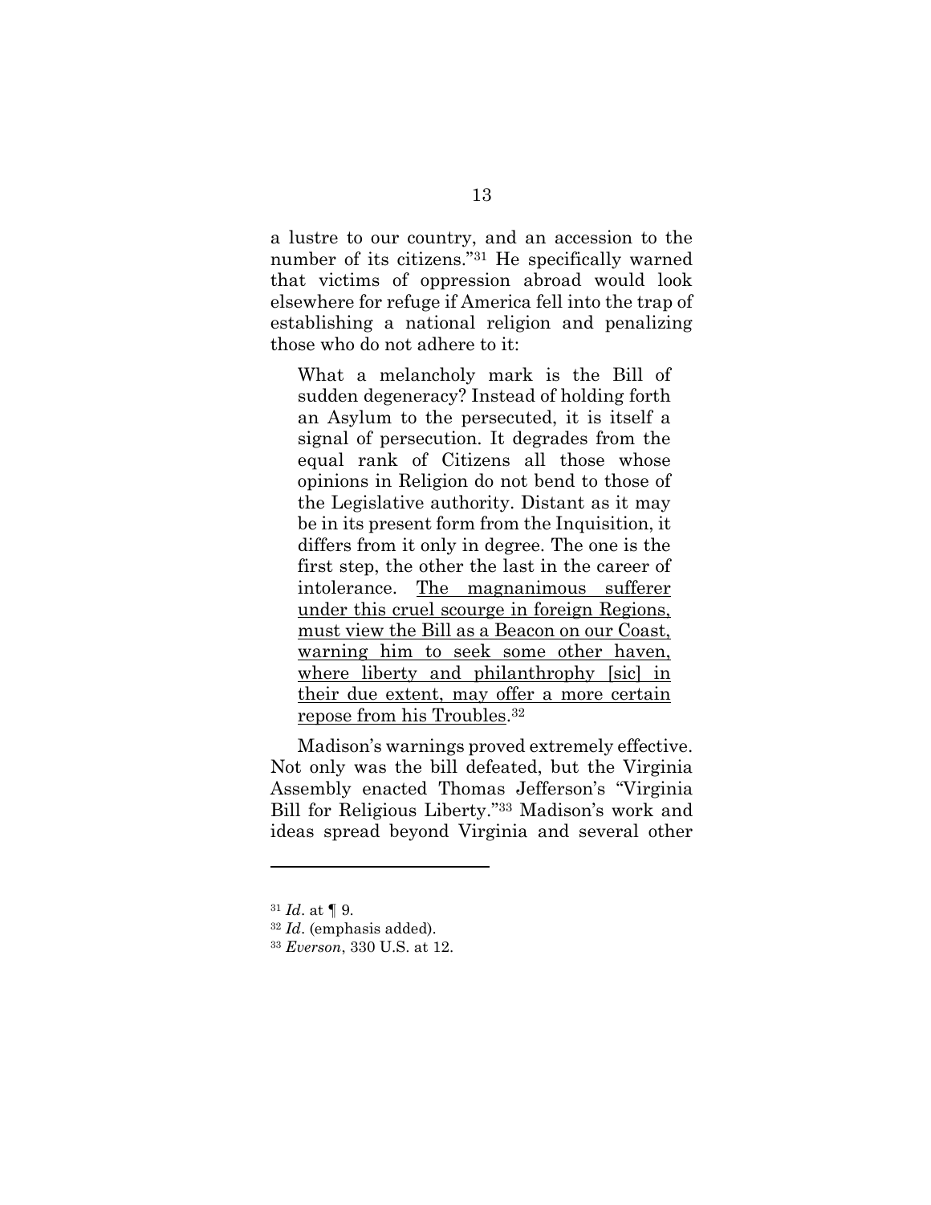a lustre to our country, and an accession to the number of its citizens."[31] He specifically warned that victims of oppression abroad would look elsewhere for refuge if America fell into the trap of establishing a national religion and penalizing those who do not adhere to it:

> What a melancholy mark is the Bill of sudden degeneracy? Instead of holding forth an Asylum to the persecuted, it is itself a signal of persecution. It degrades from the equal rank of Citizens all those whose opinions in Religion do not bend to those of the Legislative authority. Distant as it may be in its present form from the Inquisition, it differs from it only in degree. The one is the first step, the other the last in the career of intolerance. <u>The magnanimous sufferer under this cruel scourge in foreign Regions, must view the Bill as a Beacon on our Coast, warning him to seek some other haven, where liberty and philanthrophy [sic] in their due extent, may offer a more certain repose from his Troubles</u>.[32]

Madison's warnings proved extremely effective. Not only was the bill defeated, but the Virginia Assembly enacted Thomas Jefferson's "Virginia Bill for Religious Liberty."[33] Madison's work and ideas spread beyond Virginia and several other

---

[31] *Id*. at ¶ 9.

[32] *Id*. (emphasis added).

[33] *Everson*, 330 U.S. at 12.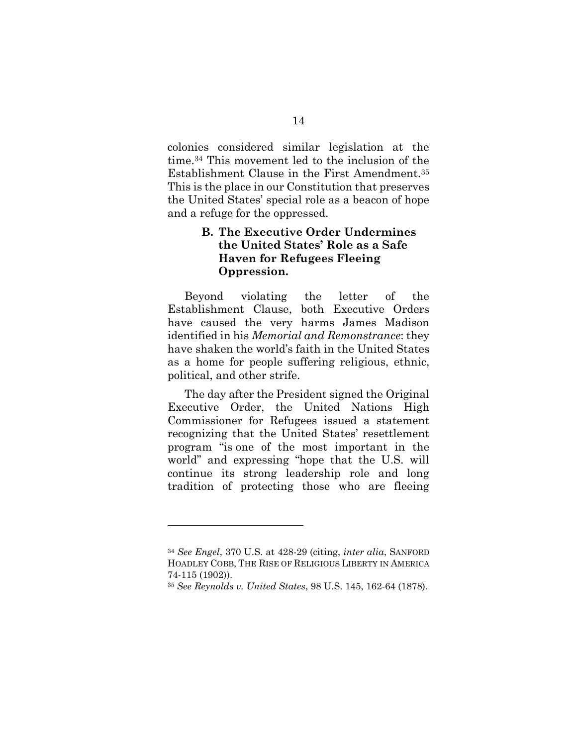colonies considered similar legislation at the time.[34] This movement led to the inclusion of the Establishment Clause in the First Amendment.[35] This is the place in our Constitution that preserves the United States' special role as a beacon of hope and a refuge for the oppressed.

### B. The Executive Order Undermines the United States' Role as a Safe Haven for Refugees Fleeing Oppression.

Beyond violating the letter of the Establishment Clause, both Executive Orders have caused the very harms James Madison identified in his *Memorial and Remonstrance*: they have shaken the world's faith in the United States as a home for people suffering religious, ethnic, political, and other strife.

The day after the President signed the Original Executive Order, the United Nations High Commissioner for Refugees issued a statement recognizing that the United States' resettlement program "is one of the most important in the world" and expressing "hope that the U.S. will continue its strong leadership role and long tradition of protecting those who are fleeing

---

[34] *See Engel*, 370 U.S. at 428-29 (citing, *inter alia*, SANFORD HOADLEY COBB, THE RISE OF RELIGIOUS LIBERTY IN AMERICA 74-115 (1902)).

[35] *See Reynolds v. United States*, 98 U.S. 145, 162-64 (1878).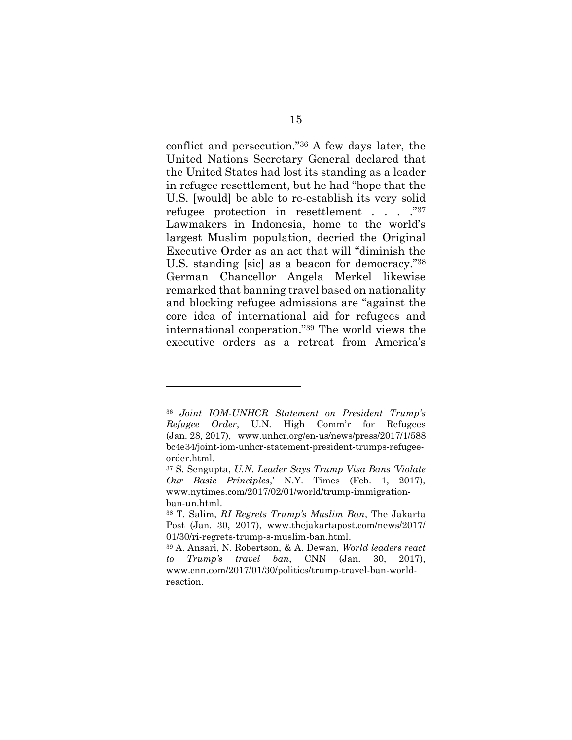conflict and persecution."[36] A few days later, the United Nations Secretary General declared that the United States had lost its standing as a leader in refugee resettlement, but he had "hope that the U.S. [would] be able to re-establish its very solid refugee protection in resettlement . . . ."[37] Lawmakers in Indonesia, home to the world's largest Muslim population, decried the Original Executive Order as an act that will "diminish the U.S. standing [sic] as a beacon for democracy."[38] German Chancellor Angela Merkel likewise remarked that banning travel based on nationality and blocking refugee admissions are "against the core idea of international aid for refugees and international cooperation."[39] The world views the executive orders as a retreat from America's

---

[36] *Joint IOM-UNHCR Statement on President Trump's Refugee Order*, U.N. High Comm'r for Refugees (Jan. 28, 2017), www.unhcr.org/en-us/news/press/2017/1/588bc4e34/joint-iom-unhcr-statement-president-trumps-refugee-order.html.

[37] S. Sengupta, *U.N. Leader Says Trump Visa Bans 'Violate Our Basic Principles*,' N.Y. Times (Feb. 1, 2017), www.nytimes.com/2017/02/01/world/trump-immigration-ban-un.html.

[38] T. Salim, *RI Regrets Trump's Muslim Ban*, The Jakarta Post (Jan. 30, 2017), www.thejakartapost.com/news/2017/01/30/ri-regrets-trump-s-muslim-ban.html.

[39] A. Ansari, N. Robertson, & A. Dewan, *World leaders react to Trump's travel ban*, CNN (Jan. 30, 2017), www.cnn.com/2017/01/30/politics/trump-travel-ban-world-reaction.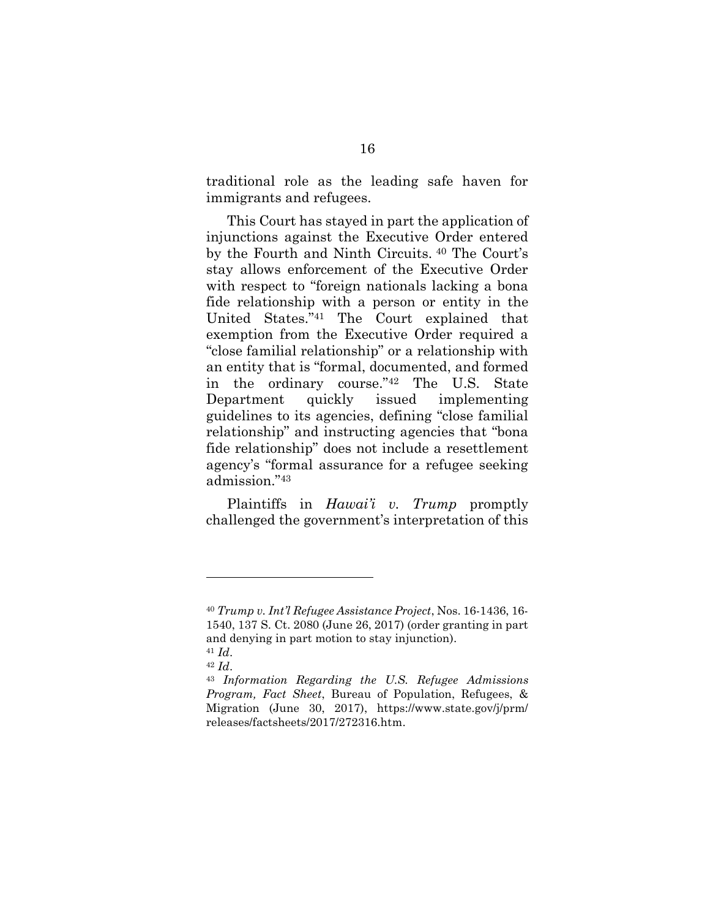traditional role as the leading safe haven for immigrants and refugees.

This Court has stayed in part the application of injunctions against the Executive Order entered by the Fourth and Ninth Circuits. [40] The Court's stay allows enforcement of the Executive Order with respect to "foreign nationals lacking a bona fide relationship with a person or entity in the United States."[41] The Court explained that exemption from the Executive Order required a "close familial relationship" or a relationship with an entity that is "formal, documented, and formed in the ordinary course."[42] The U.S. State Department quickly issued implementing guidelines to its agencies, defining "close familial relationship" and instructing agencies that "bona fide relationship" does not include a resettlement agency's "formal assurance for a refugee seeking admission."[43]

Plaintiffs in *Hawai'i v. Trump* promptly challenged the government's interpretation of this

---

[40] *Trump v. Int'l Refugee Assistance Project*, Nos. 16-1436, 16-1540, 137 S. Ct. 2080 (June 26, 2017) (order granting in part and denying in part motion to stay injunction).

[41] *Id*.

[42] *Id*.

[43] *Information Regarding the U.S. Refugee Admissions Program, Fact Sheet*, Bureau of Population, Refugees, & Migration (June 30, 2017), https://www.state.gov/j/prm/releases/factsheets/2017/272316.htm.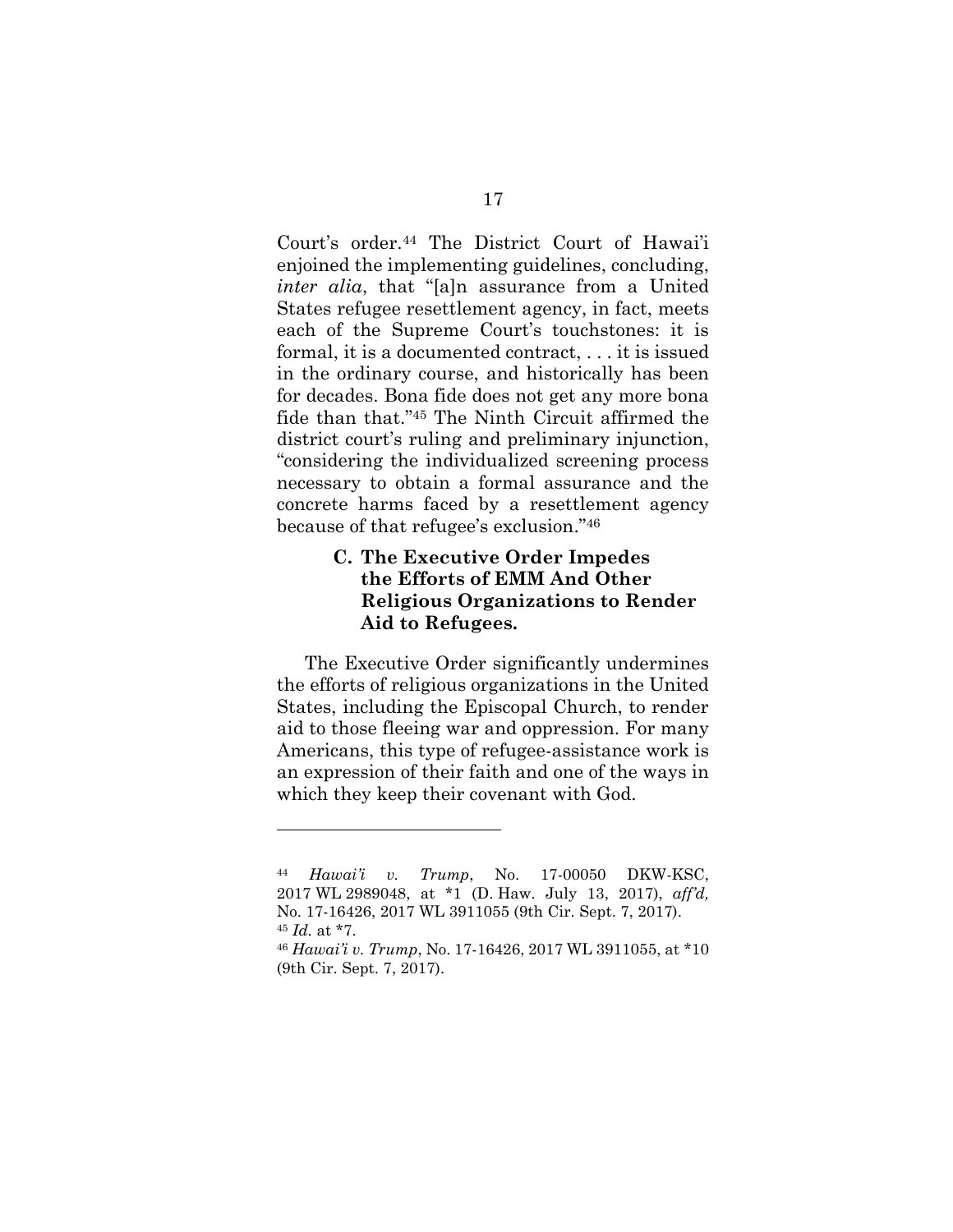Court's order.[44] The District Court of Hawai'i enjoined the implementing guidelines, concluding, *inter alia*, that "[a]n assurance from a United States refugee resettlement agency, in fact, meets each of the Supreme Court's touchstones: it is formal, it is a documented contract, . . . it is issued in the ordinary course, and historically has been for decades. Bona fide does not get any more bona fide than that."[45] The Ninth Circuit affirmed the district court's ruling and preliminary injunction, "considering the individualized screening process necessary to obtain a formal assurance and the concrete harms faced by a resettlement agency because of that refugee's exclusion."[46]

### C. The Executive Order Impedes the Efforts of EMM And Other Religious Organizations to Render Aid to Refugees.

The Executive Order significantly undermines the efforts of religious organizations in the United States, including the Episcopal Church, to render aid to those fleeing war and oppression. For many Americans, this type of refugee-assistance work is an expression of their faith and one of the ways in which they keep their covenant with God.

---

[44] *Hawai'i v. Trump*, No. 17-00050 DKW-KSC, 2017 WL 2989048, at *1 (D. Haw. July 13, 2017), *aff'd,* No. 17-16426, 2017 WL 3911055 (9th Cir. Sept. 7, 2017).

[45] *Id.* at *7.

[46] *Hawai'i v. Trump*, No. 17-16426, 2017 WL 3911055, at *10 (9th Cir. Sept. 7, 2017).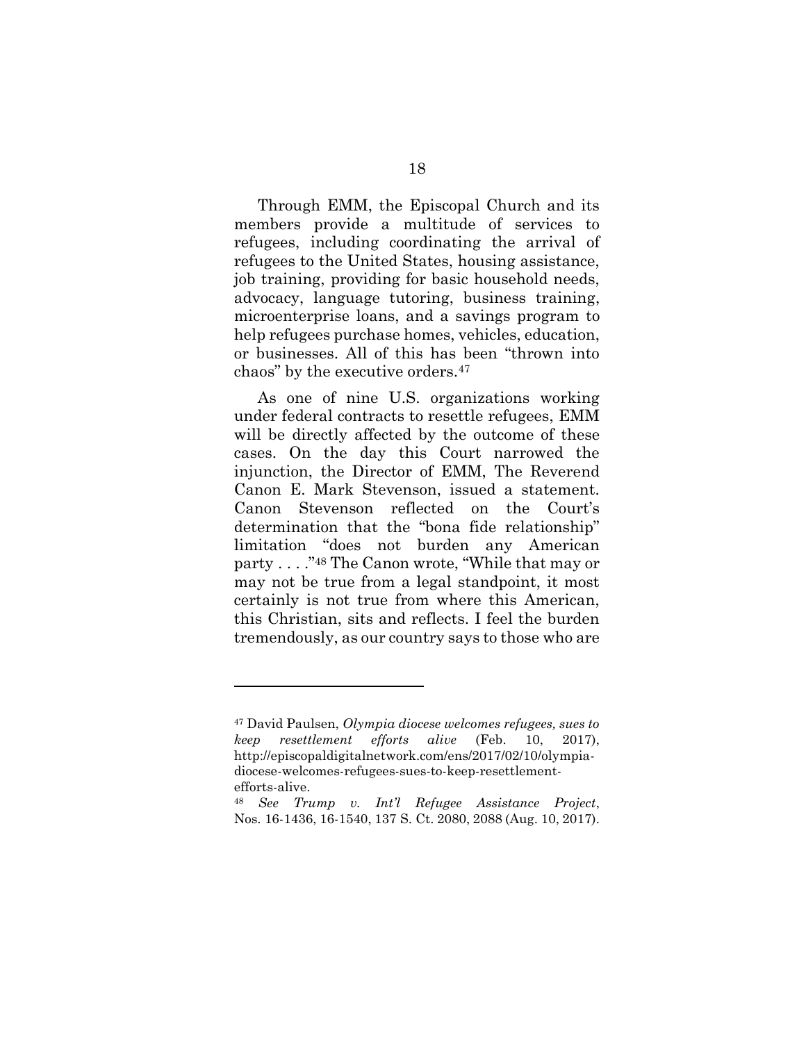Through EMM, the Episcopal Church and its members provide a multitude of services to refugees, including coordinating the arrival of refugees to the United States, housing assistance, job training, providing for basic household needs, advocacy, language tutoring, business training, microenterprise loans, and a savings program to help refugees purchase homes, vehicles, education, or businesses. All of this has been "thrown into chaos" by the executive orders.[47]

As one of nine U.S. organizations working under federal contracts to resettle refugees, EMM will be directly affected by the outcome of these cases. On the day this Court narrowed the injunction, the Director of EMM, The Reverend Canon E. Mark Stevenson, issued a statement. Canon Stevenson reflected on the Court's determination that the "bona fide relationship" limitation "does not burden any American party . . . ."[48] The Canon wrote, "While that may or may not be true from a legal standpoint, it most certainly is not true from where this American, this Christian, sits and reflects. I feel the burden tremendously, as our country says to those who are

---

[47] David Paulsen, *Olympia diocese welcomes refugees, sues to keep resettlement efforts alive* (Feb. 10, 2017), http://episcopaldigitalnetwork.com/ens/2017/02/10/olympia-diocese-welcomes-refugees-sues-to-keep-resettlement-efforts-alive.

[48] *See Trump v. Int'l Refugee Assistance Project*, Nos. 16-1436, 16-1540, 137 S. Ct. 2080, 2088 (Aug. 10, 2017).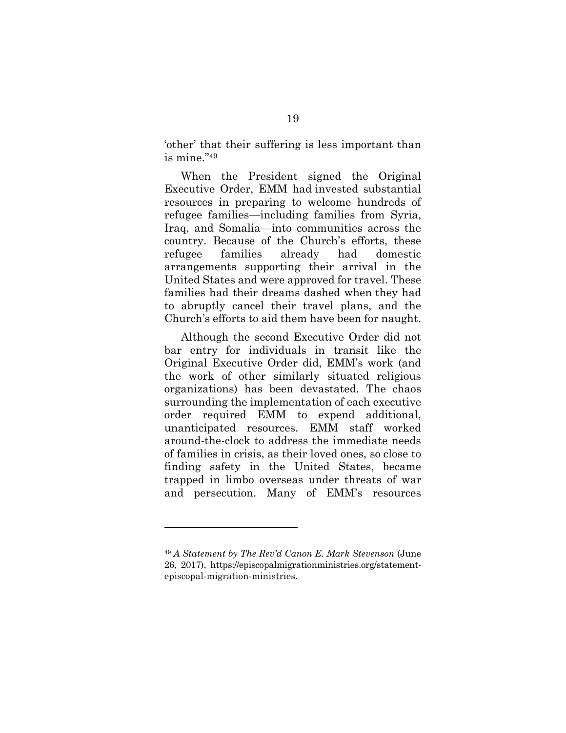'other' that their suffering is less important than is mine."[49]

When the President signed the Original Executive Order, EMM had invested substantial resources in preparing to welcome hundreds of refugee families—including families from Syria, Iraq, and Somalia—into communities across the country. Because of the Church's efforts, these refugee families already had domestic arrangements supporting their arrival in the United States and were approved for travel. These families had their dreams dashed when they had to abruptly cancel their travel plans, and the Church's efforts to aid them have been for naught.

Although the second Executive Order did not bar entry for individuals in transit like the Original Executive Order did, EMM's work (and the work of other similarly situated religious organizations) has been devastated. The chaos surrounding the implementation of each executive order required EMM to expend additional, unanticipated resources. EMM staff worked around-the-clock to address the immediate needs of families in crisis, as their loved ones, so close to finding safety in the United States, became trapped in limbo overseas under threats of war and persecution. Many of EMM's resources

---

[49] *A Statement by The Rev'd Canon E. Mark Stevenson* (June 26, 2017), https://episcopalmigrationministries.org/statement-episcopal-migration-ministries.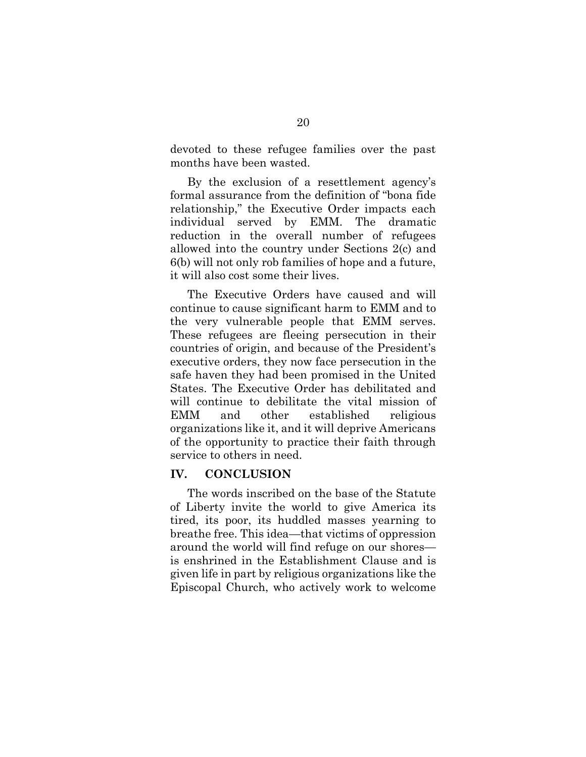devoted to these refugee families over the past months have been wasted.

By the exclusion of a resettlement agency's formal assurance from the definition of "bona fide relationship," the Executive Order impacts each individual served by EMM. The dramatic reduction in the overall number of refugees allowed into the country under Sections 2(c) and 6(b) will not only rob families of hope and a future, it will also cost some their lives.

The Executive Orders have caused and will continue to cause significant harm to EMM and to the very vulnerable people that EMM serves. These refugees are fleeing persecution in their countries of origin, and because of the President's executive orders, they now face persecution in the safe haven they had been promised in the United States. The Executive Order has debilitated and will continue to debilitate the vital mission of EMM and other established religious organizations like it, and it will deprive Americans of the opportunity to practice their faith through service to others in need.

## IV. CONCLUSION

The words inscribed on the base of the Statute of Liberty invite the world to give America its tired, its poor, its huddled masses yearning to breathe free. This idea—that victims of oppression around the world will find refuge on our shores—is enshrined in the Establishment Clause and is given life in part by religious organizations like the Episcopal Church, who actively work to welcome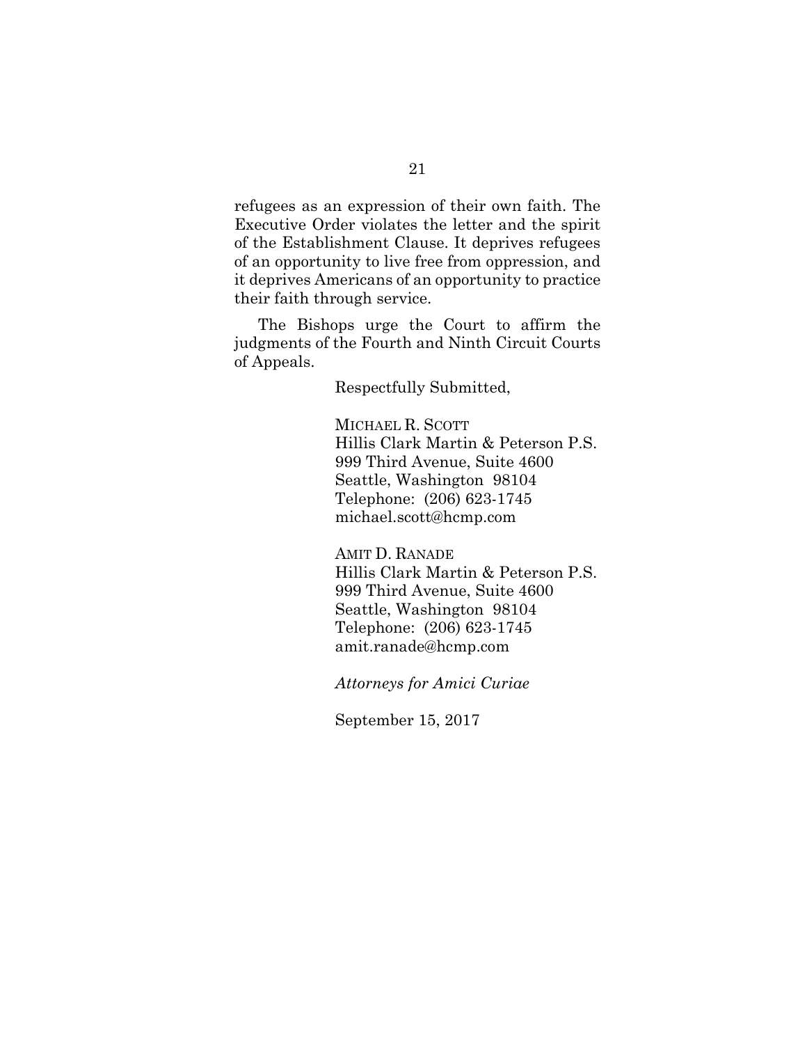refugees as an expression of their own faith. The Executive Order violates the letter and the spirit of the Establishment Clause. It deprives refugees of an opportunity to live free from oppression, and it deprives Americans of an opportunity to practice their faith through service.

The Bishops urge the Court to affirm the judgments of the Fourth and Ninth Circuit Courts of Appeals.

Respectfully Submitted,

MICHAEL R. SCOTT
Hillis Clark Martin & Peterson P.S.
999 Third Avenue, Suite 4600
Seattle, Washington 98104
Telephone: (206) 623-1745
michael.scott@hcmp.com

AMIT D. RANADE
Hillis Clark Martin & Peterson P.S.
999 Third Avenue, Suite 4600
Seattle, Washington 98104
Telephone: (206) 623-1745
amit.ranade@hcmp.com

*Attorneys for Amici Curiae*

September 15, 2017